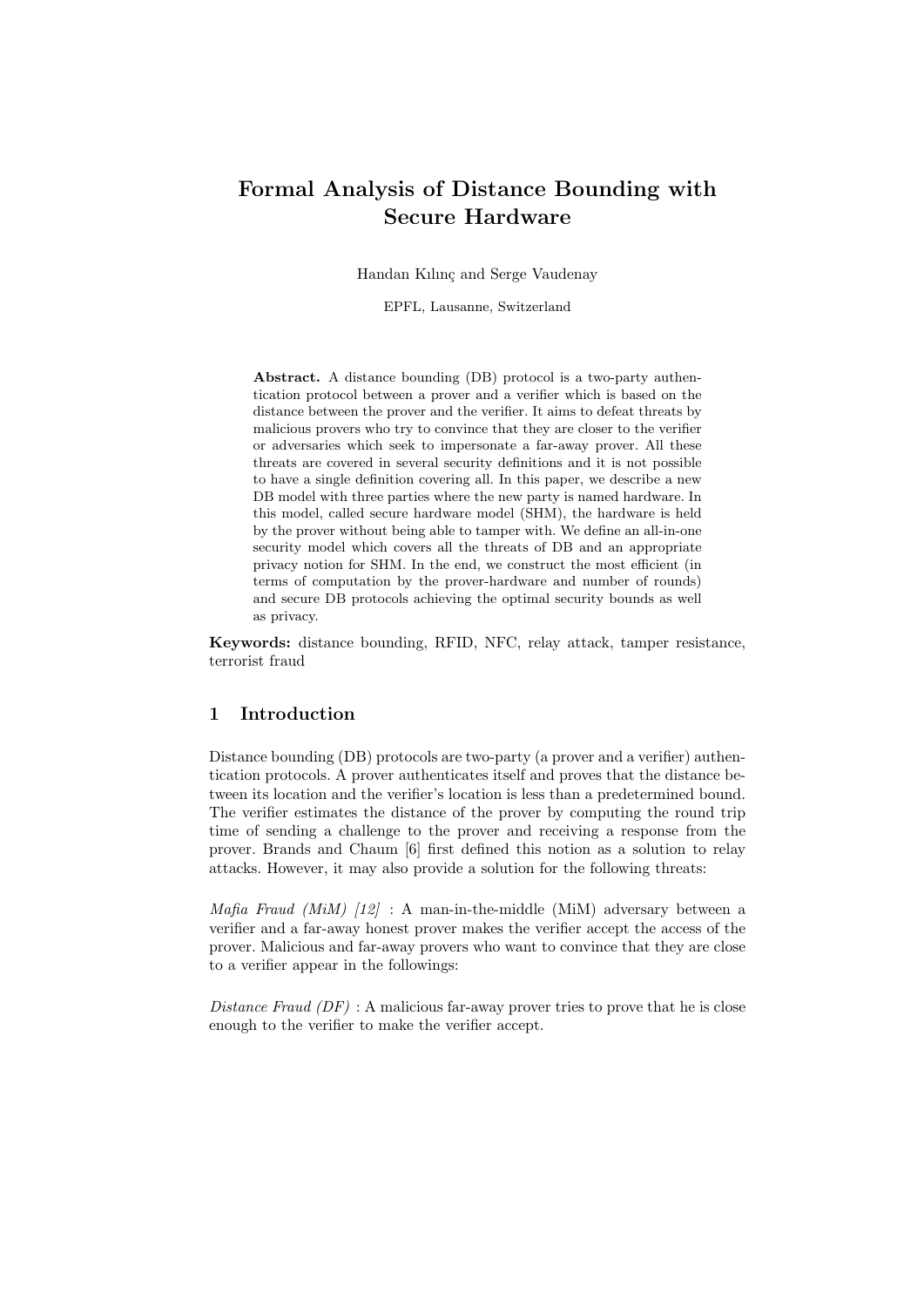# Formal Analysis of Distance Bounding with Secure Hardware

Handan Kılınç and Serge Vaudenay

EPFL, Lausanne, Switzerland

**Abstract.** A distance bounding (DB) protocol is a two-party authentication protocol between a prover and a verifier which is based on the distance between the prover and the verifier. It aims to defeat threats by malicious provers who try to convince that they are closer to the verifier or adversaries which seek to impersonate a far-away prover. All these threats are covered in several security definitions and it is not possible to have a single definition covering all. In this paper, we describe a new DB model with three parties where the new party is named hardware. In this model, called secure hardware model (SHM), the hardware is held by the prover without being able to tamper with. We define an all-in-one security model which covers all the threats of DB and an appropriate privacy notion for SHM. In the end, we construct the most efficient (in terms of computation by the prover-hardware and number of rounds) and secure DB protocols achieving the optimal security bounds as well as privacy.

**Keywords:** distance bounding, RFID, NFC, relay attack, tamper resistance, terrorist fraud

## 1 Introduction

Distance bounding (DB) protocols are two-party (a prover and a verifier) authentication protocols. A prover authenticates itself and proves that the distance between its location and the verifier's location is less than a predetermined bound. The verifier estimates the distance of the prover by computing the round trip time of sending a challenge to the prover and receiving a response from the prover. Brands and Chaum [6] first defined this notion as a solution to relay attacks. However, it may also provide a solution for the following threats:

*Mafia Fraud (MiM) [12]* : A man-in-the-middle (MiM) adversary between a verifier and a far-away honest prover makes the verifier accept the access of the prover. Malicious and far-away provers who want to convince that they are close to a verifier appear in the followings:

*Distance Fraud (DF)* : A malicious far-away prover tries to prove that he is close enough to the verifier to make the verifier accept.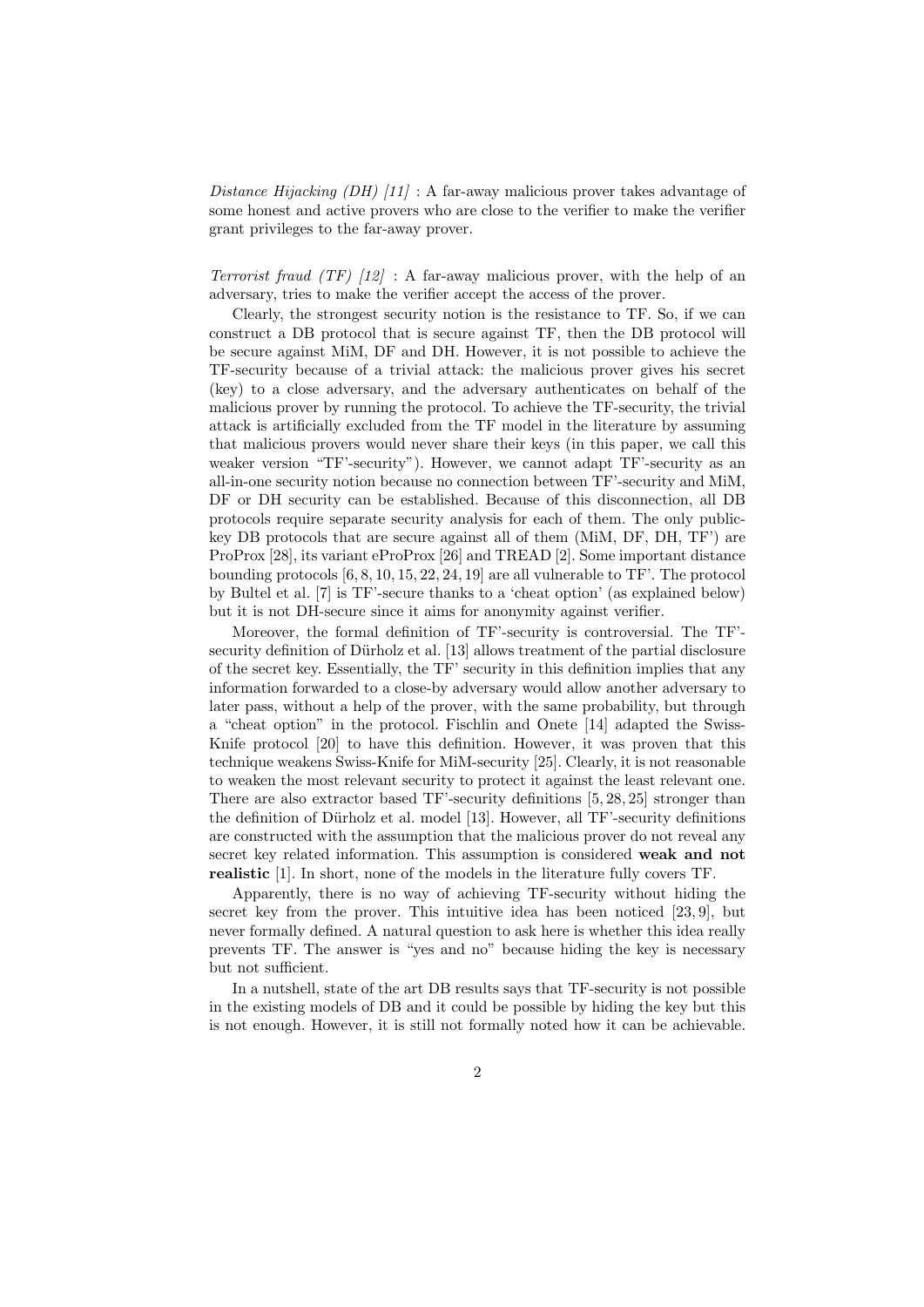*Distance Hijacking (DH) [11]* : A far-away malicious prover takes advantage of some honest and active provers who are close to the verifier to make the verifier grant privileges to the far-away prover.

*Terrorist fraud (TF) [12]* : A far-away malicious prover, with the help of an adversary, tries to make the verifier accept the access of the prover.

Clearly, the strongest security notion is the resistance to TF. So, if we can construct a DB protocol that is secure against TF, then the DB protocol will be secure against MiM, DF and DH. However, it is not possible to achieve the TF-security because of a trivial attack: the malicious prover gives his secret (key) to a close adversary, and the adversary authenticates on behalf of the malicious prover by running the protocol. To achieve the TF-security, the trivial attack is artificially excluded from the TF model in the literature by assuming that malicious provers would never share their keys (in this paper, we call this weaker version "TF'-security"). However, we cannot adapt TF'-security as an all-in-one security notion because no connection between TF'-security and MiM, DF or DH security can be established. Because of this disconnection, all DB protocols require separate security analysis for each of them. The only public-key DB protocols that are secure against all of them (MiM, DF, DH, TF') are ProProx [28], its variant eProProx [26] and TREAD [2]. Some important distance bounding protocols [6, 8, 10, 15, 22, 24, 19] are all vulnerable to TF'. The protocol by Bultel et al. [7] is TF'-secure thanks to a 'cheat option' (as explained below) but it is not DH-secure since it aims for anonymity against verifier.

Moreover, the formal definition of TF'-security is controversial. The TF'-security definition of Dürholz et al. [13] allows treatment of the partial disclosure of the secret key. Essentially, the TF' security in this definition implies that any information forwarded to a close-by adversary would allow another adversary to later pass, without a help of the prover, with the same probability, but through a "cheat option" in the protocol. Fischlin and Onete [14] adapted the Swiss-Knife protocol [20] to have this definition. However, it was proven that this technique weakens Swiss-Knife for MiM-security [25]. Clearly, it is not reasonable to weaken the most relevant security to protect it against the least relevant one. There are also extractor based TF'-security definitions [5, 28, 25] stronger than the definition of Dürholz et al. model [13]. However, all TF'-security definitions are constructed with the assumption that the malicious prover do not reveal any secret key related information. This assumption is considered **weak and not realistic** [1]. In short, none of the models in the literature fully covers TF.

Apparently, there is no way of achieving TF-security without hiding the secret key from the prover. This intuitive idea has been noticed [23, 9], but never formally defined. A natural question to ask here is whether this idea really prevents TF. The answer is "yes and no" because hiding the key is necessary but not sufficient.

In a nutshell, state of the art DB results says that TF-security is not possible in the existing models of DB and it could be possible by hiding the key but this is not enough. However, it is still not formally noted how it can be achievable.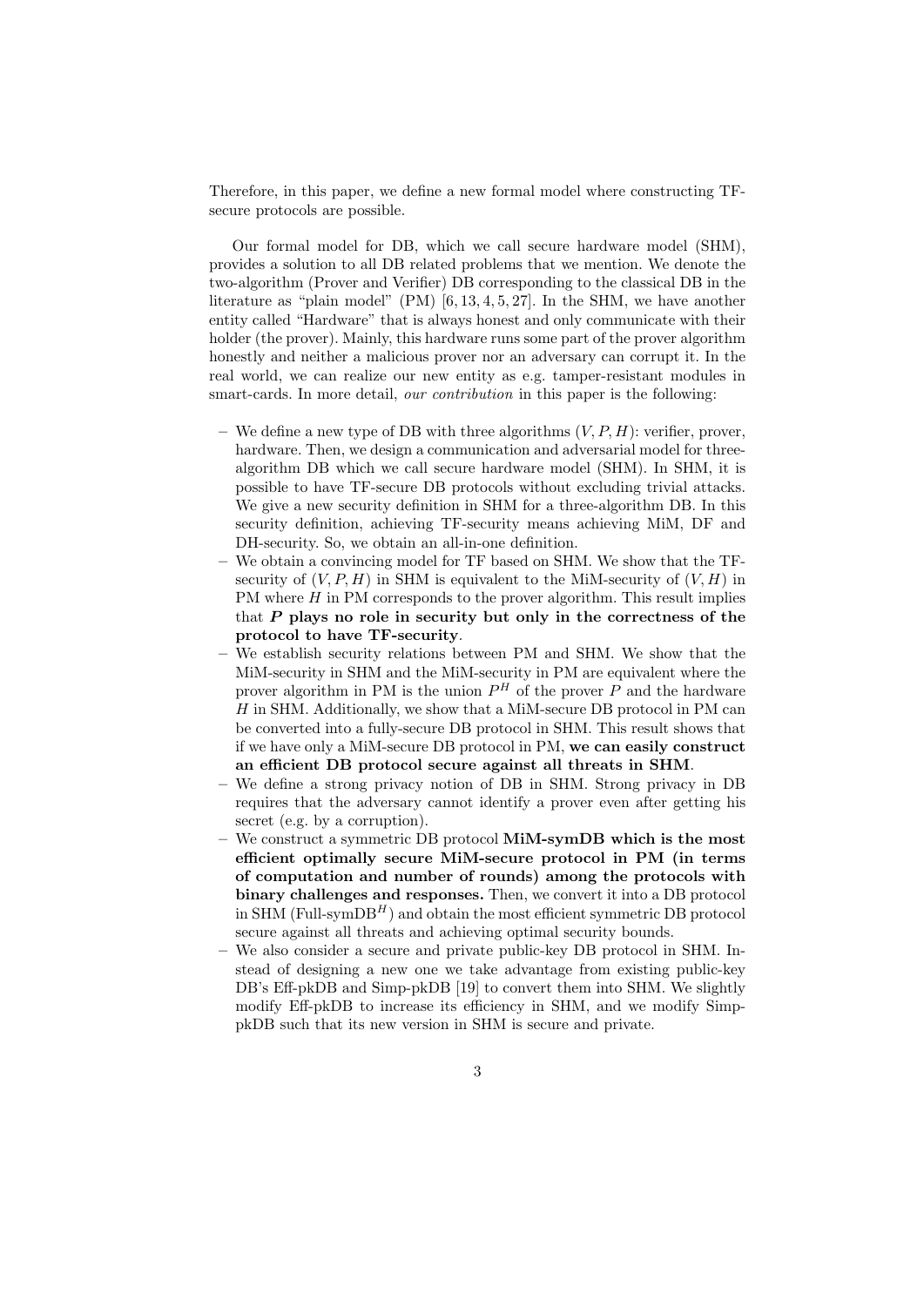Therefore, in this paper, we define a new formal model where constructing TF-secure protocols are possible.

Our formal model for DB, which we call secure hardware model (SHM), provides a solution to all DB related problems that we mention. We denote the two-algorithm (Prover and Verifier) DB corresponding to the classical DB in the literature as "plain model" (PM) [6, 13, 4, 5, 27]. In the SHM, we have another entity called "Hardware" that is always honest and only communicate with their holder (the prover). Mainly, this hardware runs some part of the prover algorithm honestly and neither a malicious prover nor an adversary can corrupt it. In the real world, we can realize our new entity as e.g. tamper-resistant modules in smart-cards. In more detail, *our contribution* in this paper is the following:

- We define a new type of DB with three algorithms $(V, P, H)$: verifier, prover, hardware. Then, we design a communication and adversarial model for three-algorithm DB which we call secure hardware model (SHM). In SHM, it is possible to have TF-secure DB protocols without excluding trivial attacks. We give a new security definition in SHM for a three-algorithm DB. In this security definition, achieving TF-security means achieving MiM, DF and DH-security. So, we obtain an all-in-one definition.
- We obtain a convincing model for TF based on SHM. We show that the TF-security of $(V, P, H)$ in SHM is equivalent to the MiM-security of $(V, H)$ in PM where $H$ in PM corresponds to the prover algorithm. This result implies that **$P$ plays no role in security but only in the correctness of the protocol to have TF-security**.
- We establish security relations between PM and SHM. We show that the MiM-security in SHM and the MiM-security in PM are equivalent where the prover algorithm in PM is the union $P^H$ of the prover $P$ and the hardware $H$ in SHM. Additionally, we show that a MiM-secure DB protocol in PM can be converted into a fully-secure DB protocol in SHM. This result shows that if we have only a MiM-secure DB protocol in PM, **we can easily construct an efficient DB protocol secure against all threats in SHM**.
- We define a strong privacy notion of DB in SHM. Strong privacy in DB requires that the adversary cannot identify a prover even after getting his secret (e.g. by a corruption).
- We construct a symmetric DB protocol **MiM-symDB which is the most efficient optimally secure MiM-secure protocol in PM (in terms of computation and number of rounds) among the protocols with binary challenges and responses.** Then, we convert it into a DB protocol in SHM (Full-symDB$^H$) and obtain the most efficient symmetric DB protocol secure against all threats and achieving optimal security bounds.
- We also consider a secure and private public-key DB protocol in SHM. Instead of designing a new one we take advantage from existing public-key DB's Eff-pkDB and Simp-pkDB [19] to convert them into SHM. We slightly modify Eff-pkDB to increase its efficiency in SHM, and we modify Simp-pkDB such that its new version in SHM is secure and private.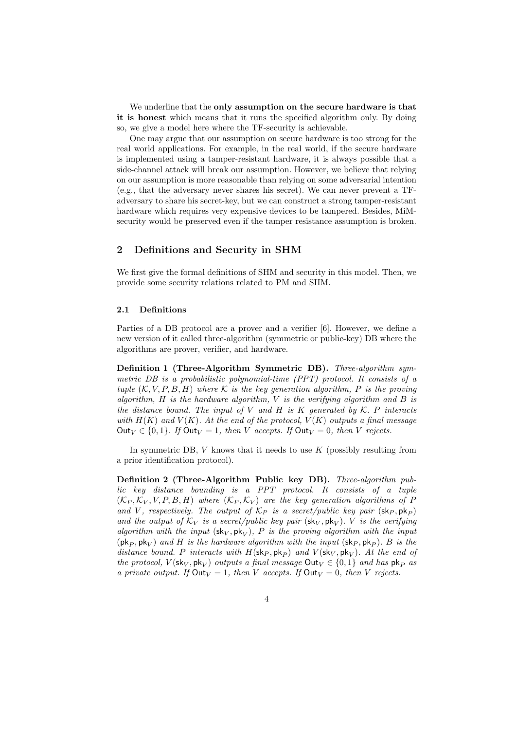We underline that the **only assumption on the secure hardware is that it is honest** which means that it runs the specified algorithm only. By doing so, we give a model here where the TF-security is achievable.

One may argue that our assumption on secure hardware is too strong for the real world applications. For example, in the real world, if the secure hardware is implemented using a tamper-resistant hardware, it is always possible that a side-channel attack will break our assumption. However, we believe that relying on our assumption is more reasonable than relying on some adversarial intention (e.g., that the adversary never shares his secret). We can never prevent a TF-adversary to share his secret-key, but we can construct a strong tamper-resistant hardware which requires very expensive devices to be tampered. Besides, MiM-security would be preserved even if the tamper resistance assumption is broken.

## 2 Definitions and Security in SHM

We first give the formal definitions of SHM and security in this model. Then, we provide some security relations related to PM and SHM.

### 2.1 Definitions

Parties of a DB protocol are a prover and a verifier [6]. However, we define a new version of it called three-algorithm (symmetric or public-key) DB where the algorithms are prover, verifier, and hardware.

**Definition 1 (Three-Algorithm Symmetric DB).** *Three-algorithm symmetric DB is a probabilistic polynomial-time (PPT) protocol. It consists of a tuple* $(\mathcal{K}, V, P, B, H)$ *where* $\mathcal{K}$ *is the key generation algorithm,* $P$ *is the proving algorithm,* $H$ *is the hardware algorithm,* $V$ *is the verifying algorithm and* $B$ *is the distance bound. The input of* $V$ *and* $H$ *is* $K$ *generated by* $\mathcal{K}$. $P$ *interacts with* $H(K)$ *and* $V(K)$. *At the end of the protocol,* $V(K)$ *outputs a final message* $\mathsf{Out}_V \in \{0,1\}$. *If* $\mathsf{Out}_V = 1$, *then* $V$ *accepts. If* $\mathsf{Out}_V = 0$, *then* $V$ *rejects.*

In symmetric DB, $V$ knows that it needs to use $K$ (possibly resulting from a prior identification protocol).

**Definition 2 (Three-Algorithm Public key DB).** *Three-algorithm public key distance bounding is a PPT protocol. It consists of a tuple* $(\mathcal{K}_P, \mathcal{K}_V, V, P, B, H)$ *where* $(\mathcal{K}_P, \mathcal{K}_V)$ *are the key generation algorithms of* $P$ *and* $V$, *respectively. The output of* $\mathcal{K}_P$ *is a secret/public key pair* $(\mathsf{sk}_P, \mathsf{pk}_P)$ *and the output of* $\mathcal{K}_V$ *is a secret/public key pair* $(\mathsf{sk}_V, \mathsf{pk}_V)$. $V$ *is the verifying algorithm with the input* $(\mathsf{sk}_V, \mathsf{pk}_V)$, $P$ *is the proving algorithm with the input* $(\mathsf{pk}_P, \mathsf{pk}_V)$ *and* $H$ *is the hardware algorithm with the input* $(\mathsf{sk}_P, \mathsf{pk}_P)$. $B$ *is the distance bound.* $P$ *interacts with* $H(\mathsf{sk}_P, \mathsf{pk}_P)$ *and* $V(\mathsf{sk}_V, \mathsf{pk}_V)$. *At the end of the protocol,* $V(\mathsf{sk}_V, \mathsf{pk}_V)$ *outputs a final message* $\mathsf{Out}_V \in \{0,1\}$ *and has* $\mathsf{pk}_P$ *as a private output. If* $\mathsf{Out}_V = 1$, *then* $V$ *accepts. If* $\mathsf{Out}_V = 0$, *then* $V$ *rejects.*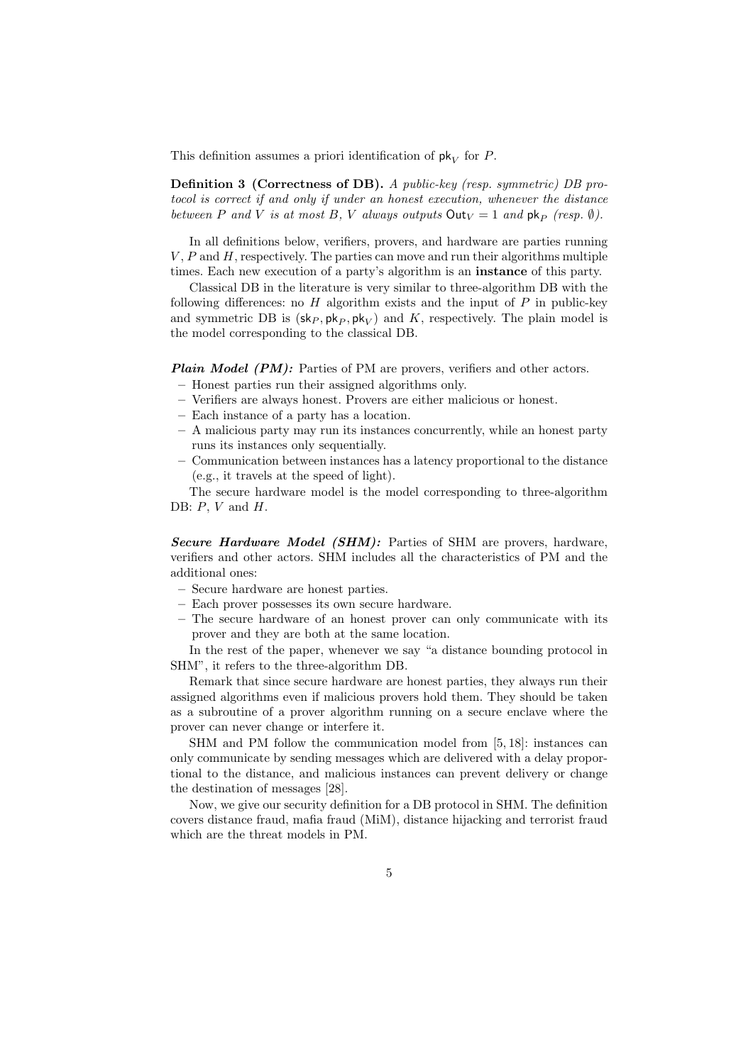This definition assumes a priori identification of $\mathsf{pk}_V$ for $P$.

**Definition 3 (Correctness of DB).** *A public-key (resp. symmetric) DB protocol is correct if and only if under an honest execution, whenever the distance between $P$ and $V$ is at most $B$, $V$ always outputs $\mathsf{Out}_V = 1$ and $\mathsf{pk}_P$ (resp. $\emptyset$).*

In all definitions below, verifiers, provers, and hardware are parties running $V$, $P$ and $H$, respectively. The parties can move and run their algorithms multiple times. Each new execution of a party's algorithm is an **instance** of this party.

Classical DB in the literature is very similar to three-algorithm DB with the following differences: no $H$ algorithm exists and the input of $P$ in public-key and symmetric DB is $(\mathsf{sk}_P, \mathsf{pk}_P, \mathsf{pk}_V)$ and $K$, respectively. The plain model is the model corresponding to the classical DB.

***Plain Model (PM):*** Parties of PM are provers, verifiers and other actors.

- Honest parties run their assigned algorithms only.
- Verifiers are always honest. Provers are either malicious or honest.
- Each instance of a party has a location.
- A malicious party may run its instances concurrently, while an honest party runs its instances only sequentially.
- Communication between instances has a latency proportional to the distance (e.g., it travels at the speed of light).

The secure hardware model is the model corresponding to three-algorithm DB: $P$, $V$ and $H$.

***Secure Hardware Model (SHM):*** Parties of SHM are provers, hardware, verifiers and other actors. SHM includes all the characteristics of PM and the additional ones:

- Secure hardware are honest parties.
- Each prover possesses its own secure hardware.
- The secure hardware of an honest prover can only communicate with its prover and they are both at the same location.

In the rest of the paper, whenever we say "a distance bounding protocol in SHM", it refers to the three-algorithm DB.

Remark that since secure hardware are honest parties, they always run their assigned algorithms even if malicious provers hold them. They should be taken as a subroutine of a prover algorithm running on a secure enclave where the prover can never change or interfere it.

SHM and PM follow the communication model from [5, 18]: instances can only communicate by sending messages which are delivered with a delay proportional to the distance, and malicious instances can prevent delivery or change the destination of messages [28].

Now, we give our security definition for a DB protocol in SHM. The definition covers distance fraud, mafia fraud (MiM), distance hijacking and terrorist fraud which are the threat models in PM.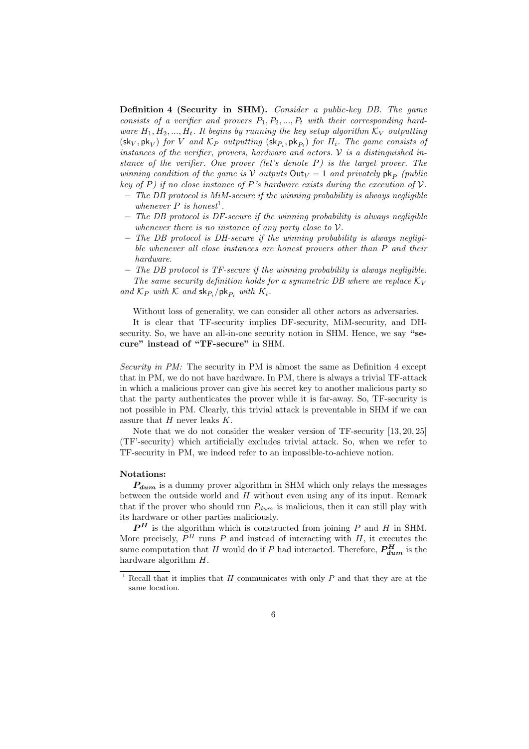**Definition 4 (Security in SHM).** *Consider a public-key DB. The game consists of a verifier and provers $P_1, P_2, ..., P_t$ with their corresponding hardware $H_1, H_2, ..., H_t$. It begins by running the key setup algorithm $\mathcal{K}_V$ outputting $(\mathsf{sk}_V, \mathsf{pk}_V)$ for $V$ and $\mathcal{K}_P$ outputting $(\mathsf{sk}_{P_i}, \mathsf{pk}_{P_i})$ for $H_i$. The game consists of instances of the verifier, provers, hardware and actors. $\mathcal{V}$ is a distinguished instance of the verifier. One prover (let's denote $P$) is the target prover. The winning condition of the game is $\mathcal{V}$ outputs $\mathsf{Out}_V = 1$ and privately $\mathsf{pk}_P$ (public key of $P$) if no close instance of $P$'s hardware exists during the execution of $\mathcal{V}$.*

- *The DB protocol is MiM-secure if the winning probability is always negligible whenever $P$ is honest*[1]*.*
- *The DB protocol is DF-secure if the winning probability is always negligible whenever there is no instance of any party close to $\mathcal{V}$.*
- *The DB protocol is DH-secure if the winning probability is always negligible whenever all close instances are honest provers other than $P$ and their hardware.*
- *The DB protocol is TF-secure if the winning probability is always negligible.*

*The same security definition holds for a symmetric DB where we replace $\mathcal{K}_V$ and $\mathcal{K}_P$ with $\mathcal{K}$ and $\mathsf{sk}_{P_i}/\mathsf{pk}_{P_i}$ with $K_i$.*

Without loss of generality, we can consider all other actors as adversaries.

It is clear that TF-security implies DF-security, MiM-security, and DH-security. So, we have an all-in-one security notion in SHM. Hence, we say **"secure" instead of "TF-secure"** in SHM.

*Security in PM:* The security in PM is almost the same as Definition 4 except that in PM, we do not have hardware. In PM, there is always a trivial TF-attack in which a malicious prover can give his secret key to another malicious party so that the party authenticates the prover while it is far-away. So, TF-security is not possible in PM. Clearly, this trivial attack is preventable in SHM if we can assure that $H$ never leaks $K$.

Note that we do not consider the weaker version of TF-security [13, 20, 25] (TF'-security) which artificially excludes trivial attack. So, when we refer to TF-security in PM, we indeed refer to an impossible-to-achieve notion.

**Notations:**

$\boldsymbol{P_{dum}}$ is a dummy prover algorithm in SHM which only relays the messages between the outside world and $H$ without even using any of its input. Remark that if the prover who should run $P_{dum}$ is malicious, then it can still play with its hardware or other parties maliciously.

$\boldsymbol{P^H}$ is the algorithm which is constructed from joining $P$ and $H$ in SHM. More precisely, $P^H$ runs $P$ and instead of interacting with $H$, it executes the same computation that $H$ would do if $P$ had interacted. Therefore, $\boldsymbol{P^H_{dum}}$ is the hardware algorithm $H$.

[1] Recall that it implies that $H$ communicates with only $P$ and that they are at the same location.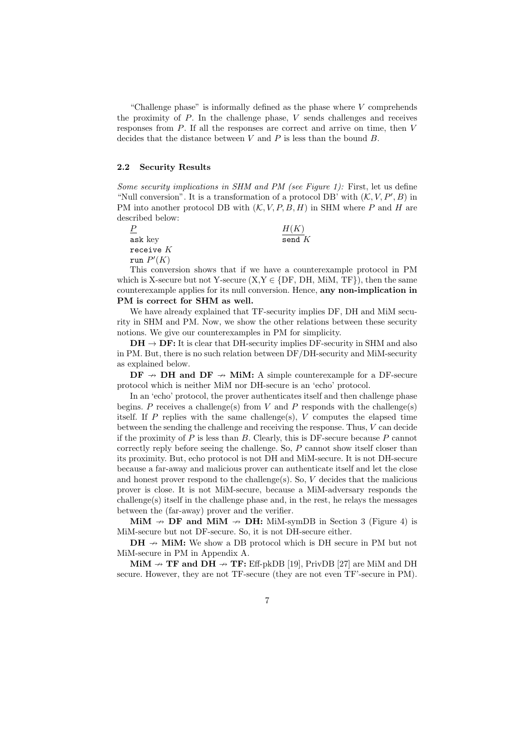"Challenge phase" is informally defined as the phase where $V$ comprehends the proximity of $P$. In the challenge phase, $V$ sends challenges and receives responses from $P$. If all the responses are correct and arrive on time, then $V$ decides that the distance between $V$ and $P$ is less than the bound $B$.

### 2.2 Security Results

*Some security implications in SHM and PM (see Figure 1):* First, let us define "Null conversion". It is a transformation of a protocol DB' with $(\mathcal{K}, V, P', B)$ in PM into another protocol DB with $(\mathcal{K}, V, P, B, H)$ in SHM where $P$ and $H$ are described below:

| $P$ | $H(K)$ |
|---|---|
| `ask` key | `send` $K$ |
| `receive` $K$ | |
| `run` $P'(K)$ | |

This conversion shows that if we have a counterexample protocol in PM which is X-secure but not Y-secure (X,Y $\in$ {DF, DH, MiM, TF}), then the same counterexample applies for its null conversion. Hence, **any non-implication in PM is correct for SHM as well.**

We have already explained that TF-security implies DF, DH and MiM security in SHM and PM. Now, we show the other relations between these security notions. We give our counterexamples in PM for simplicity.

**DH $\rightarrow$ DF:** It is clear that DH-security implies DF-security in SHM and also in PM. But, there is no such relation between DF/DH-security and MiM-security as explained below.

**DF $\nrightarrow$ DH and DF $\nrightarrow$ MiM:** A simple counterexample for a DF-secure protocol which is neither MiM nor DH-secure is an 'echo' protocol.

In an 'echo' protocol, the prover authenticates itself and then challenge phase begins. $P$ receives a challenge(s) from $V$ and $P$ responds with the challenge(s) itself. If $P$ replies with the same challenge(s), $V$ computes the elapsed time between the sending the challenge and receiving the response. Thus, $V$ can decide if the proximity of $P$ is less than $B$. Clearly, this is DF-secure because $P$ cannot correctly reply before seeing the challenge. So, $P$ cannot show itself closer than its proximity. But, echo protocol is not DH and MiM-secure. It is not DH-secure because a far-away and malicious prover can authenticate itself and let the close and honest prover respond to the challenge(s). So, $V$ decides that the malicious prover is close. It is not MiM-secure, because a MiM-adversary responds the challenge(s) itself in the challenge phase and, in the rest, he relays the messages between the (far-away) prover and the verifier.

**MiM $\nrightarrow$ DF and MiM $\nrightarrow$ DH:** MiM-symDB in Section 3 (Figure 4) is MiM-secure but not DF-secure. So, it is not DH-secure either.

**DH $\nrightarrow$ MiM:** We show a DB protocol which is DH secure in PM but not MiM-secure in PM in Appendix A.

**MiM $\nrightarrow$ TF and DH $\nrightarrow$ TF:** Eff-pkDB [19], PrivDB [27] are MiM and DH secure. However, they are not TF-secure (they are not even TF'-secure in PM).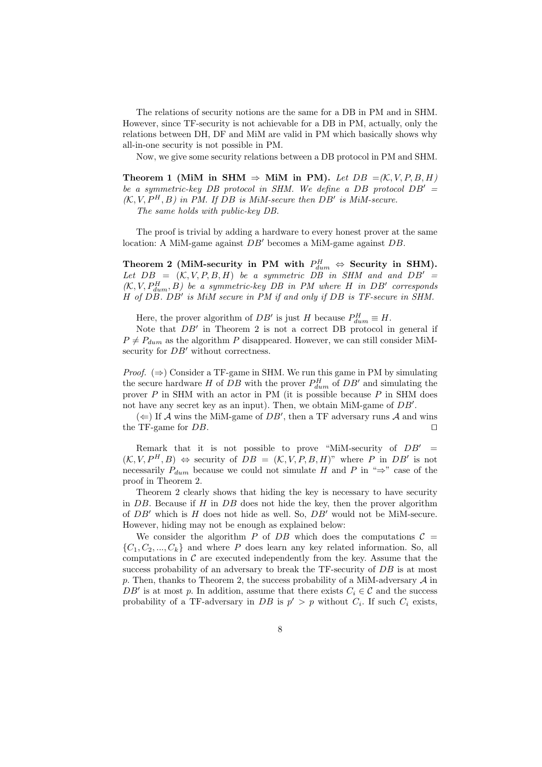The relations of security notions are the same for a DB in PM and in SHM. However, since TF-security is not achievable for a DB in PM, actually, only the relations between DH, DF and MiM are valid in PM which basically shows why all-in-one security is not possible in PM.

Now, we give some security relations between a DB protocol in PM and SHM.

**Theorem 1 (MiM in SHM $\Rightarrow$ MiM in PM).** *Let $DB = (\mathcal{K}, V, P, B, H)$ be a symmetric-key DB protocol in SHM. We define a DB protocol $DB' = (\mathcal{K}, V, P^H, B)$ in PM. If $DB$ is MiM-secure then $DB'$ is MiM-secure.*
*The same holds with public-key DB.*

The proof is trivial by adding a hardware to every honest prover at the same location: A MiM-game against $DB'$ becomes a MiM-game against $DB$.

**Theorem 2 (MiM-security in PM with $P^H_{dum}$ $\Leftrightarrow$ Security in SHM).** *Let $DB = (\mathcal{K}, V, P, B, H)$ be a symmetric DB in SHM and and $DB' = (\mathcal{K}, V, P^H_{dum}, B)$ be a symmetric-key DB in PM where $H$ in $DB'$ corresponds $H$ of $DB$. $DB'$ is MiM secure in PM if and only if $DB$ is TF-secure in SHM.*

Here, the prover algorithm of $DB'$ is just $H$ because $P^H_{dum} \equiv H$.

Note that $DB'$ in Theorem 2 is not a correct DB protocol in general if $P \neq P_{dum}$ as the algorithm $P$ disappeared. However, we can still consider MiM-security for $DB'$ without correctness.

*Proof.* ($\Rightarrow$) Consider a TF-game in SHM. We run this game in PM by simulating the secure hardware $H$ of $DB$ with the prover $P^H_{dum}$ of $DB'$ and simulating the prover $P$ in SHM with an actor in PM (it is possible because $P$ in SHM does not have any secret key as an input). Then, we obtain MiM-game of $DB'$.

($\Leftarrow$) If $\mathcal{A}$ wins the MiM-game of $DB'$, then a TF adversary runs $\mathcal{A}$ and wins the TF-game for $DB$. ◻

Remark that it is not possible to prove "MiM-security of $DB' = (\mathcal{K}, V, P^H, B)$ $\Leftrightarrow$ security of $DB = (\mathcal{K}, V, P, B, H)$" where $P$ in $DB'$ is not necessarily $P_{dum}$ because we could not simulate $H$ and $P$ in "$\Rightarrow$" case of the proof in Theorem 2.

Theorem 2 clearly shows that hiding the key is necessary to have security in $DB$. Because if $H$ in $DB$ does not hide the key, then the prover algorithm of $DB'$ which is $H$ does not hide as well. So, $DB'$ would not be MiM-secure. However, hiding may not be enough as explained below:

We consider the algorithm $P$ of $DB$ which does the computations $\mathcal{C} = \{C_1, C_2, ..., C_k\}$ and where $P$ does learn any key related information. So, all computations in $\mathcal{C}$ are executed independently from the key. Assume that the success probability of an adversary to break the TF-security of $DB$ is at most $p$. Then, thanks to Theorem 2, the success probability of a MiM-adversary $\mathcal{A}$ in $DB'$ is at most $p$. In addition, assume that there exists $C_i \in \mathcal{C}$ and the success probability of a TF-adversary in $DB$ is $p' > p$ without $C_i$. If such $C_i$ exists,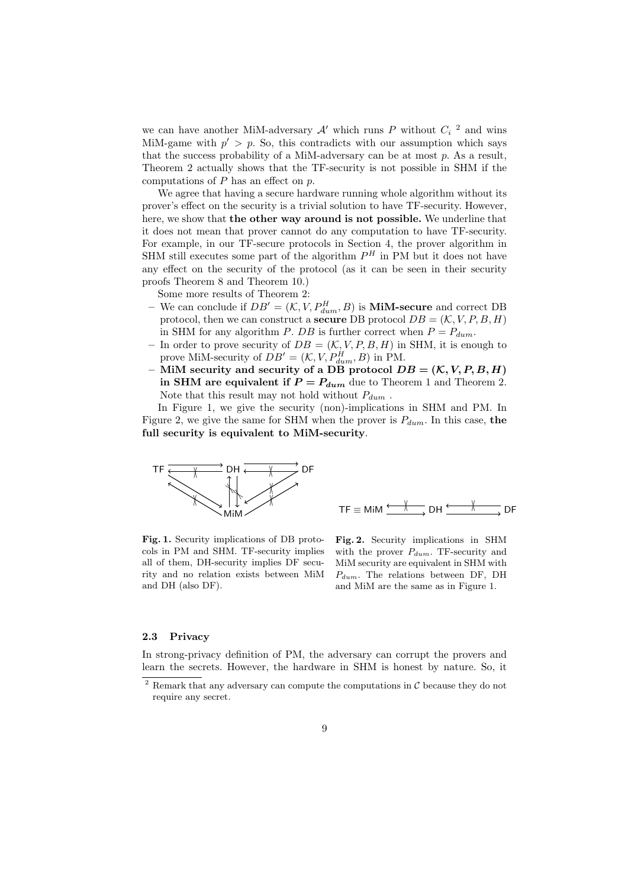we can have another MiM-adversary $\mathcal{A}'$ which runs $P$ without $C_i$ [2] and wins MiM-game with $p' > p$. So, this contradicts with our assumption which says that the success probability of a MiM-adversary can be at most $p$. As a result, Theorem 2 actually shows that the TF-security is not possible in SHM if the computations of $P$ has an effect on $p$.

We agree that having a secure hardware running whole algorithm without its prover's effect on the security is a trivial solution to have TF-security. However, here, we show that **the other way around is not possible.** We underline that it does not mean that prover cannot do any computation to have TF-security. For example, in our TF-secure protocols in Section 4, the prover algorithm in SHM still executes some part of the algorithm $P^H$ in PM but it does not have any effect on the security of the protocol (as it can be seen in their security proofs Theorem 8 and Theorem 10.)

Some more results of Theorem 2:

- We can conclude if $DB' = (\mathcal{K}, V, P^H_{dum}, B)$ is **MiM-secure** and correct DB protocol, then we can construct a **secure** DB protocol $DB = (\mathcal{K}, V, P, B, H)$ in SHM for any algorithm $P$. $DB$ is further correct when $P = P_{dum}$.
- In order to prove security of $DB = (\mathcal{K}, V, P, B, H)$ in SHM, it is enough to prove MiM-security of $DB' = (\mathcal{K}, V, P^H_{dum}, B)$ in PM.
- **MiM security and security of a DB protocol $DB = (\mathcal{K}, V, P, B, H)$ in SHM are equivalent if $P = P_{dum}$** due to Theorem 1 and Theorem 2. Note that this result may not hold without $P_{dum}$ .

In Figure 1, we give the security (non)-implications in SHM and PM. In Figure 2, we give the same for SHM when the prover is $P_{dum}$. In this case, **the full security is equivalent to MiM-security**.

**Fig. 1.** Security implications of DB protocols in PM and SHM. TF-security implies all of them, DH-security implies DF security and no relation exists between MiM and DH (also DF).

**Fig. 2.** Security implications in SHM with the prover $P_{dum}$. TF-security and MiM security are equivalent in SHM with $P_{dum}$. The relations between DF, DH and MiM are the same as in Figure 1.

### 2.3 Privacy

In strong-privacy definition of PM, the adversary can corrupt the provers and learn the secrets. However, the hardware in SHM is honest by nature. So, it

[2] Remark that any adversary can compute the computations in $\mathcal{C}$ because they do not require any secret.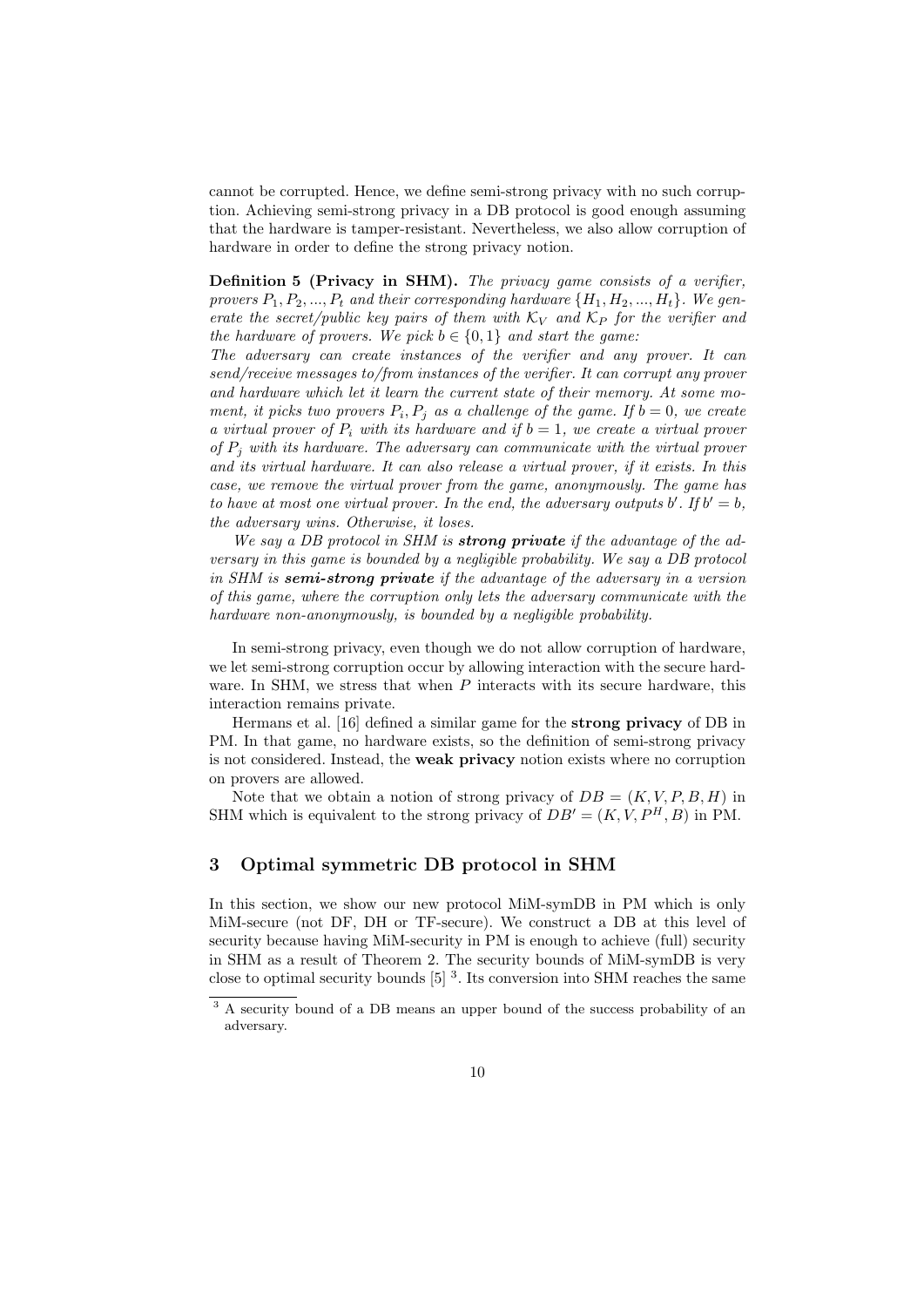cannot be corrupted. Hence, we define semi-strong privacy with no such corruption. Achieving semi-strong privacy in a DB protocol is good enough assuming that the hardware is tamper-resistant. Nevertheless, we also allow corruption of hardware in order to define the strong privacy notion.

**Definition 5 (Privacy in SHM).** *The privacy game consists of a verifier, provers $P_1, P_2, ..., P_t$ and their corresponding hardware $\{H_1, H_2, ..., H_t\}$. We generate the secret/public key pairs of them with $\mathcal{K}_V$ and $\mathcal{K}_P$ for the verifier and the hardware of provers. We pick $b \in \{0, 1\}$ and start the game:*
*The adversary can create instances of the verifier and any prover. It can send/receive messages to/from instances of the verifier. It can corrupt any prover and hardware which let it learn the current state of their memory. At some moment, it picks two provers $P_i, P_j$ as a challenge of the game. If $b = 0$, we create a virtual prover of $P_i$ with its hardware and if $b = 1$, we create a virtual prover of $P_j$ with its hardware. The adversary can communicate with the virtual prover and its virtual hardware. It can also release a virtual prover, if it exists. In this case, we remove the virtual prover from the game, anonymously. The game has to have at most one virtual prover. In the end, the adversary outputs $b'$. If $b' = b$, the adversary wins. Otherwise, it loses.*

*We say a DB protocol in SHM is **strong private** if the advantage of the adversary in this game is bounded by a negligible probability. We say a DB protocol in SHM is **semi-strong private** if the advantage of the adversary in a version of this game, where the corruption only lets the adversary communicate with the hardware non-anonymously, is bounded by a negligible probability.*

In semi-strong privacy, even though we do not allow corruption of hardware, we let semi-strong corruption occur by allowing interaction with the secure hardware. In SHM, we stress that when $P$ interacts with its secure hardware, this interaction remains private.

Hermans et al. [16] defined a similar game for the **strong privacy** of DB in PM. In that game, no hardware exists, so the definition of semi-strong privacy is not considered. Instead, the **weak privacy** notion exists where no corruption on provers are allowed.

Note that we obtain a notion of strong privacy of $DB = (K, V, P, B, H)$ in SHM which is equivalent to the strong privacy of $DB' = (K, V, P^H, B)$ in PM.

## 3 Optimal symmetric DB protocol in SHM

In this section, we show our new protocol MiM-symDB in PM which is only MiM-secure (not DF, DH or TF-secure). We construct a DB at this level of security because having MiM-security in PM is enough to achieve (full) security in SHM as a result of Theorem 2. The security bounds of MiM-symDB is very close to optimal security bounds [5] [3]. Its conversion into SHM reaches the same

[3] A security bound of a DB means an upper bound of the success probability of an adversary.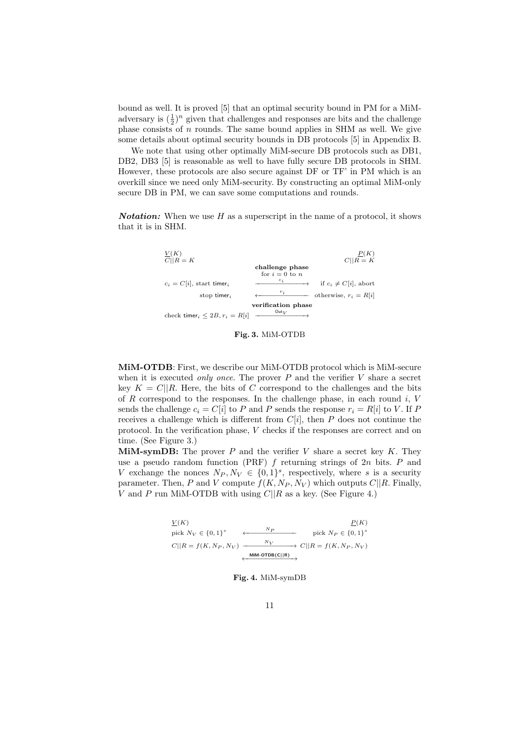bound as well. It is proved [5] that an optimal security bound in PM for a MiM-adversary is $(\frac{1}{2})^n$ given that challenges and responses are bits and the challenge phase consists of $n$ rounds. The same bound applies in SHM as well. We give some details about optimal security bounds in DB protocols [5] in Appendix B.

We note that using other optimally MiM-secure DB protocols such as DB1, DB2, DB3 [5] is reasonable as well to have fully secure DB protocols in SHM. However, these protocols are also secure against DF or TF' in PM which is an overkill since we need only MiM-security. By constructing an optimal MiM-only secure DB in PM, we can save some computations and rounds.

***Notation:*** When we use $H$ as a superscript in the name of a protocol, it shows that it is in SHM.

| $\underline{V}(K)$, $C\|\|R = K$ | | $\underline{P}(K)$, $C\|\|R = K$ |
|---|---|---|
| | **challenge phase** for $i = 0$ to $n$ | |
| $c_i = C[i]$, start $\mathsf{timer}_i$ | $\xrightarrow{c_i}$ | if $c_i \neq C[i]$, abort |
| stop $\mathsf{timer}_i$ | $\xleftarrow{r_i}$ | otherwise, $r_i = R[i]$ |
| | **verification phase** | |
| check $\mathsf{timer}_i \leq 2B$, $r_i = R[i]$ | $\xrightarrow{\mathsf{Out}_V}$ | |

**Fig. 3.** MiM-OTDB

**MiM-OTDB**: First, we describe our MiM-OTDB protocol which is MiM-secure when it is executed *only once*. The prover $P$ and the verifier $V$ share a secret key $K = C||R$. Here, the bits of $C$ correspond to the challenges and the bits of $R$ correspond to the responses. In the challenge phase, in each round $i$, $V$ sends the challenge $c_i = C[i]$ to $P$ and $P$ sends the response $r_i = R[i]$ to $V$. If $P$ receives a challenge which is different from $C[i]$, then $P$ does not continue the protocol. In the verification phase, $V$ checks if the responses are correct and on time. (See Figure 3.)

**MiM-symDB:** The prover $P$ and the verifier $V$ share a secret key $K$. They use a pseudo random function (PRF) $f$ returning strings of $2n$ bits. $P$ and $V$ exchange the nonces $N_P, N_V \in \{0,1\}^s$, respectively, where $s$ is a security parameter. Then, $P$ and $V$ compute $f(K, N_P, N_V)$ which outputs $C||R$. Finally, $V$ and $P$ run MiM-OTDB with using $C||R$ as a key. (See Figure 4.)

| $\underline{V}(K)$ | | $\underline{P}(K)$ |
|---|---|---|
| pick $N_V \in \{0,1\}^s$ | $\xleftarrow{N_P}$ | pick $N_P \in \{0,1\}^s$ |
| $C\|\|R = f(K, N_P, N_V)$ | $\xrightarrow{N_V}$ | $C\|\|R = f(K, N_P, N_V)$ |
| | $\xleftrightarrow{\mathsf{MiM\text{-}OTDB}(C\|\|R)}$ | |

**Fig. 4.** MiM-symDB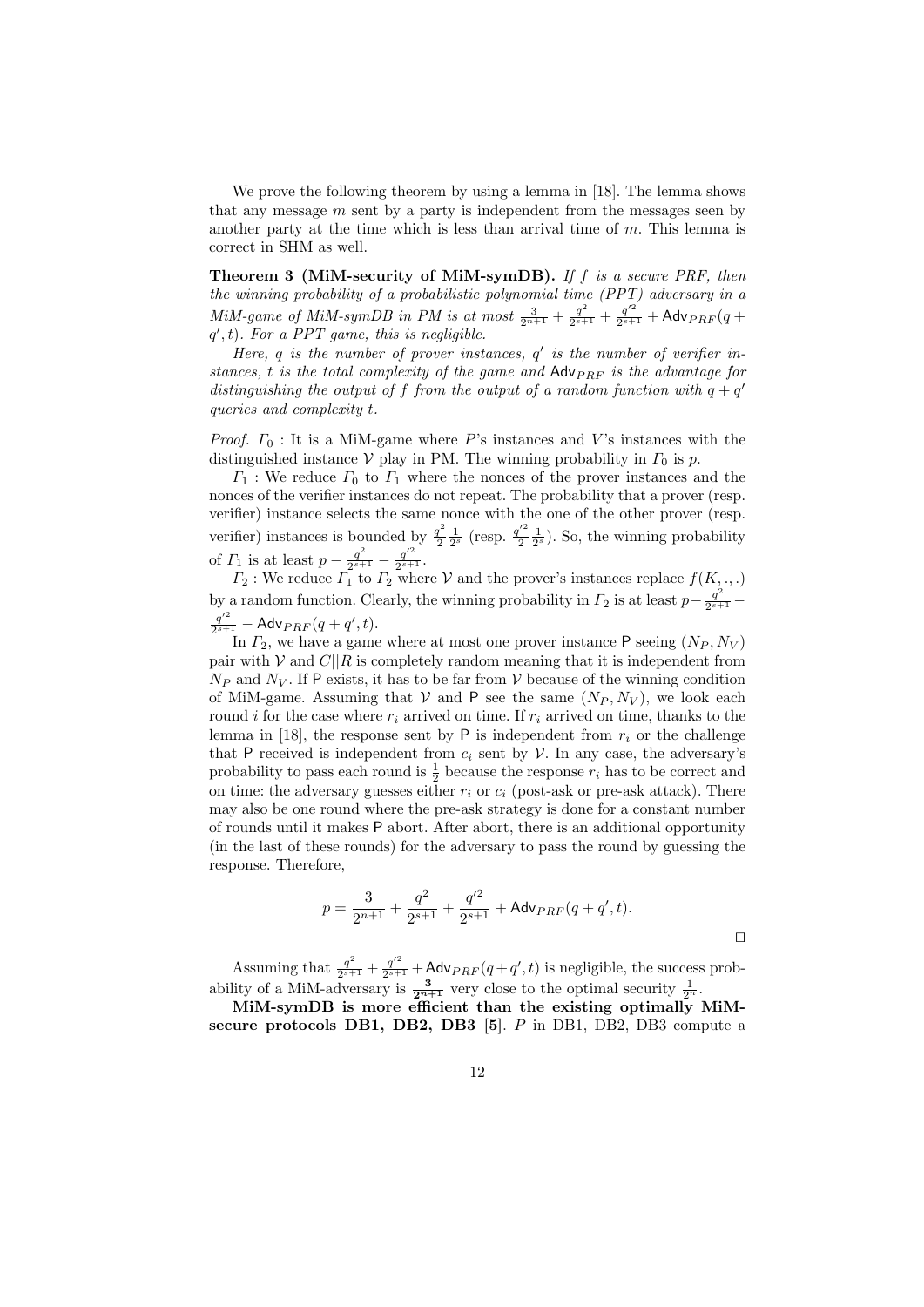We prove the following theorem by using a lemma in [18]. The lemma shows that any message $m$ sent by a party is independent from the messages seen by another party at the time which is less than arrival time of $m$. This lemma is correct in SHM as well.

**Theorem 3 (MiM-security of MiM-symDB).** *If $f$ is a secure PRF, then the winning probability of a probabilistic polynomial time (PPT) adversary in a MiM-game of MiM-symDB in PM is at most $\frac{3}{2^{n+1}} + \frac{q^2}{2^{s+1}} + \frac{q'^2}{2^{s+1}} + \mathsf{Adv}_{PRF}(q + q', t)$. For a PPT game, this is negligible.*

*Here, $q$ is the number of prover instances, $q'$ is the number of verifier instances, $t$ is the total complexity of the game and $\mathsf{Adv}_{PRF}$ is the advantage for distinguishing the output of $f$ from the output of a random function with $q + q'$ queries and complexity $t$.*

*Proof.* $\Gamma_0$ : It is a MiM-game where $P$'s instances and $V$'s instances with the distinguished instance $\mathcal{V}$ play in PM. The winning probability in $\Gamma_0$ is $p$.

$\Gamma_1$ : We reduce $\Gamma_0$ to $\Gamma_1$ where the nonces of the prover instances and the nonces of the verifier instances do not repeat. The probability that a prover (resp. verifier) instance selects the same nonce with the one of the other prover (resp. verifier) instances is bounded by $\frac{q^2}{2}\frac{1}{2^s}$ (resp. $\frac{q'^2}{2}\frac{1}{2^s}$). So, the winning probability of $\Gamma_1$ is at least $p - \frac{q^2}{2^{s+1}} - \frac{q'^2}{2^{s+1}}$.

$\Gamma_2$ : We reduce $\Gamma_1$ to $\Gamma_2$ where $\mathcal{V}$ and the prover's instances replace $f(K, ., .)$ by a random function. Clearly, the winning probability in $\Gamma_2$ is at least $p - \frac{q^2}{2^{s+1}} - \frac{q'^2}{2^{s+1}} - \mathsf{Adv}_{PRF}(q + q', t)$.

In $\Gamma_2$, we have a game where at most one prover instance $\mathsf{P}$ seeing $(N_P, N_V)$ pair with $\mathcal{V}$ and $C||R$ is completely random meaning that it is independent from $N_P$ and $N_V$. If $\mathsf{P}$ exists, it has to be far from $\mathcal{V}$ because of the winning condition of MiM-game. Assuming that $\mathcal{V}$ and $\mathsf{P}$ see the same $(N_P, N_V)$, we look each round $i$ for the case where $r_i$ arrived on time. If $r_i$ arrived on time, thanks to the lemma in [18], the response sent by $\mathsf{P}$ is independent from $r_i$ or the challenge that $\mathsf{P}$ received is independent from $c_i$ sent by $\mathcal{V}$. In any case, the adversary's probability to pass each round is $\frac{1}{2}$ because the response $r_i$ has to be correct and on time: the adversary guesses either $r_i$ or $c_i$ (post-ask or pre-ask attack). There may also be one round where the pre-ask strategy is done for a constant number of rounds until it makes $\mathsf{P}$ abort. After abort, there is an additional opportunity (in the last of these rounds) for the adversary to pass the round by guessing the response. Therefore,

$$p = \frac{3}{2^{n+1}} + \frac{q^2}{2^{s+1}} + \frac{q'^2}{2^{s+1}} + \mathsf{Adv}_{PRF}(q + q', t).$$

□

Assuming that $\frac{q^2}{2^{s+1}} + \frac{q'^2}{2^{s+1}} + \mathsf{Adv}_{PRF}(q+q', t)$ is negligible, the success probability of a MiM-adversary is $\mathbf{\frac{3}{2^{n+1}}}$ very close to the optimal security $\frac{1}{2^n}$.

**MiM-symDB is more efficient than the existing optimally MiM-secure protocols DB1, DB2, DB3 [5].** $P$ in DB1, DB2, DB3 compute a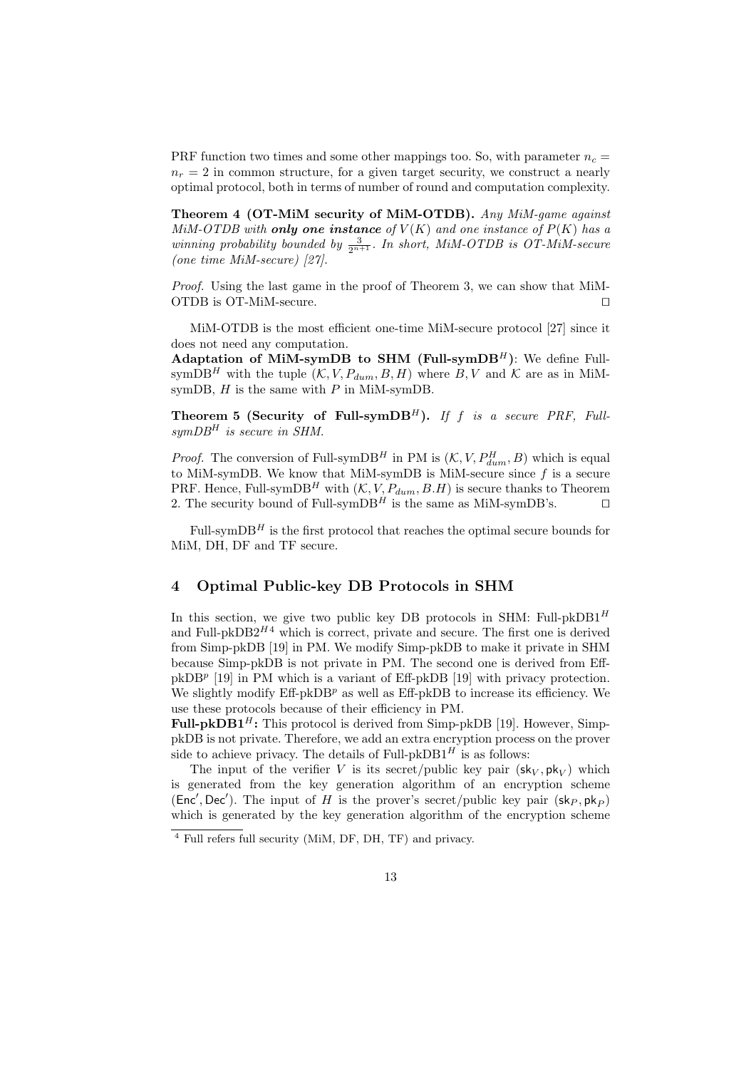PRF function two times and some other mappings too. So, with parameter $n_c = n_r = 2$ in common structure, for a given target security, we construct a nearly optimal protocol, both in terms of number of round and computation complexity.

**Theorem 4 (OT-MiM security of MiM-OTDB).** *Any MiM-game against MiM-OTDB with **only one instance** of $V(K)$ and one instance of $P(K)$ has a winning probability bounded by $\frac{3}{2^{n+1}}$. In short, MiM-OTDB is OT-MiM-secure (one time MiM-secure) [27].*

*Proof.* Using the last game in the proof of Theorem 3, we can show that MiM-OTDB is OT-MiM-secure. □

MiM-OTDB is the most efficient one-time MiM-secure protocol [27] since it does not need any computation.

**Adaptation of MiM-symDB to SHM (Full-symDB$^H$):** We define Full-symDB$^H$ with the tuple $(\mathcal{K}, V, P_{dum}, B, H)$ where $B, V$ and $\mathcal{K}$ are as in MiM-symDB, $H$ is the same with $P$ in MiM-symDB.

**Theorem 5 (Security of Full-symDB$^H$).** *If $f$ is a secure PRF, Full-symDB$^H$ is secure in SHM.*

*Proof.* The conversion of Full-symDB$^H$ in PM is $(\mathcal{K}, V, P^H_{dum}, B)$ which is equal to MiM-symDB. We know that MiM-symDB is MiM-secure since $f$ is a secure PRF. Hence, Full-symDB$^H$ with $(\mathcal{K}, V, P_{dum}, B.H)$ is secure thanks to Theorem 2. The security bound of Full-symDB$^H$ is the same as MiM-symDB's. □

Full-symDB$^H$ is the first protocol that reaches the optimal secure bounds for MiM, DH, DF and TF secure.

## 4 Optimal Public-key DB Protocols in SHM

In this section, we give two public key DB protocols in SHM: Full-pkDB1$^H$ and Full-pkDB2$^H$[4] which is correct, private and secure. The first one is derived from Simp-pkDB [19] in PM. We modify Simp-pkDB to make it private in SHM because Simp-pkDB is not private in PM. The second one is derived from Eff-pkDB$^p$ [19] in PM which is a variant of Eff-pkDB [19] with privacy protection. We slightly modify Eff-pkDB$^p$ as well as Eff-pkDB to increase its efficiency. We use these protocols because of their efficiency in PM.

**Full-pkDB1$^H$:** This protocol is derived from Simp-pkDB [19]. However, Simp-pkDB is not private. Therefore, we add an extra encryption process on the prover side to achieve privacy. The details of Full-pkDB1$^H$ is as follows:

The input of the verifier $V$ is its secret/public key pair $(\mathsf{sk}_V, \mathsf{pk}_V)$ which is generated from the key generation algorithm of an encryption scheme $(\mathsf{Enc}', \mathsf{Dec}')$. The input of $H$ is the prover's secret/public key pair $(\mathsf{sk}_P, \mathsf{pk}_P)$ which is generated by the key generation algorithm of the encryption scheme

[4] Full refers full security (MiM, DF, DH, TF) and privacy.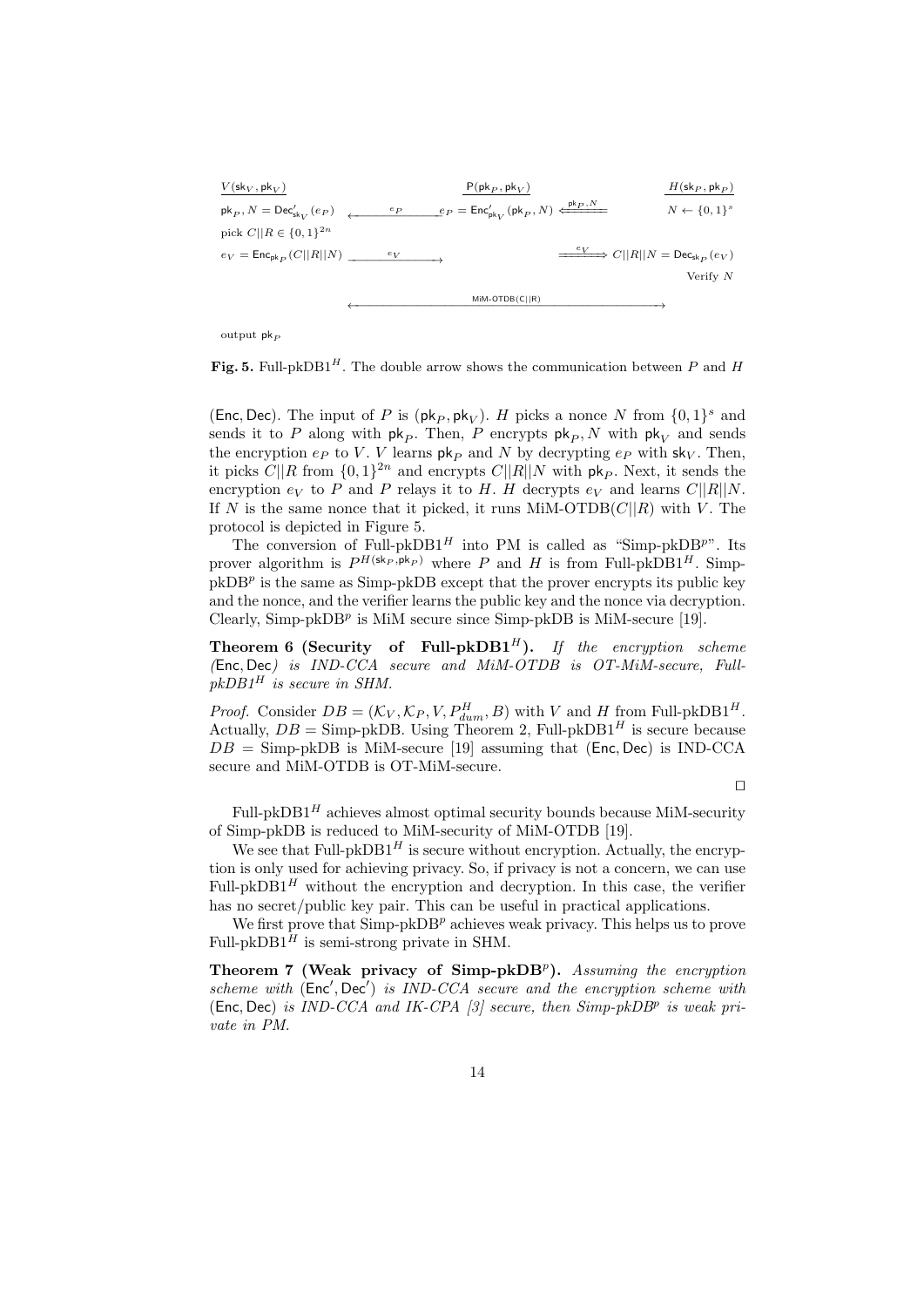| $V(\mathsf{sk}_V, \mathsf{pk}_V)$ | | $\mathsf{P}(\mathsf{pk}_P, \mathsf{pk}_V)$ | | $H(\mathsf{sk}_P, \mathsf{pk}_P)$ |
|---|---|---|---|---|
| $\mathsf{pk}_P, N = \mathsf{Dec}'_{\mathsf{sk}_V}(e_P)$ | $\xleftarrow{e_P}$ | $e_P = \mathsf{Enc}'_{\mathsf{pk}_V}(\mathsf{pk}_P, N)$ | $\xLeftarrow{\mathsf{pk}_P, N}$ | $N \leftarrow \{0,1\}^s$ |
| pick $C\|\|R \in \{0,1\}^{2n}$ | | | | |
| $e_V = \mathsf{Enc}_{\mathsf{pk}_P}(C\|\|R\|\|N)$ | $\xrightarrow{e_V}$ | | $\xRightarrow{e_V}$ | $C\|\|R\|\|N = \mathsf{Dec}_{\mathsf{sk}_P}(e_V)$ |
| | | | | Verify $N$ |
| | | $\xleftrightarrow{\text{MiM-OTDB}(C\|\|R)}$ | | |
| output $\mathsf{pk}_P$ | | | | |

**Fig. 5.** Full-pkDB1$^H$. The double arrow shows the communication between $P$ and $H$

$(\mathsf{Enc}, \mathsf{Dec})$. The input of $P$ is $(\mathsf{pk}_P, \mathsf{pk}_V)$. $H$ picks a nonce $N$ from $\{0,1\}^s$ and sends it to $P$ along with $\mathsf{pk}_P$. Then, $P$ encrypts $\mathsf{pk}_P, N$ with $\mathsf{pk}_V$ and sends the encryption $e_P$ to $V$. $V$ learns $\mathsf{pk}_P$ and $N$ by decrypting $e_P$ with $\mathsf{sk}_V$. Then, it picks $C||R$ from $\{0,1\}^{2n}$ and encrypts $C||R||N$ with $\mathsf{pk}_P$. Next, it sends the encryption $e_V$ to $P$ and $P$ relays it to $H$. $H$ decrypts $e_V$ and learns $C||R||N$. If $N$ is the same nonce that it picked, it runs MiM-OTDB$(C||R)$ with $V$. The protocol is depicted in Figure 5.

The conversion of Full-pkDB1$^H$ into PM is called as "Simp-pkDB$^p$". Its prover algorithm is $P^{H(\mathsf{sk}_P, \mathsf{pk}_P)}$ where $P$ and $H$ is from Full-pkDB1$^H$. Simp-pkDB$^p$ is the same as Simp-pkDB except that the prover encrypts its public key and the nonce, and the verifier learns the public key and the nonce via decryption. Clearly, Simp-pkDB$^p$ is MiM secure since Simp-pkDB is MiM-secure [19].

**Theorem 6 (Security of Full-pkDB1$^H$).** *If the encryption scheme* $(\mathsf{Enc}, \mathsf{Dec})$ *is IND-CCA secure and MiM-OTDB is OT-MiM-secure, Full-pkDB1$^H$ is secure in SHM.*

*Proof.* Consider $DB = (\mathcal{K}_V, \mathcal{K}_P, V, P^H_{dum}, B)$ with $V$ and $H$ from Full-pkDB1$^H$. Actually, $DB =$ Simp-pkDB. Using Theorem 2, Full-pkDB1$^H$ is secure because $DB =$ Simp-pkDB is MiM-secure [19] assuming that $(\mathsf{Enc}, \mathsf{Dec})$ is IND-CCA secure and MiM-OTDB is OT-MiM-secure.

□

Full-pkDB1$^H$ achieves almost optimal security bounds because MiM-security of Simp-pkDB is reduced to MiM-security of MiM-OTDB [19].

We see that Full-pkDB1$^H$ is secure without encryption. Actually, the encryption is only used for achieving privacy. So, if privacy is not a concern, we can use Full-pkDB1$^H$ without the encryption and decryption. In this case, the verifier has no secret/public key pair. This can be useful in practical applications.

We first prove that Simp-pkDB$^p$ achieves weak privacy. This helps us to prove Full-pkDB1$^H$ is semi-strong private in SHM.

**Theorem 7 (Weak privacy of Simp-pkDB$^p$).** *Assuming the encryption scheme with* $(\mathsf{Enc}', \mathsf{Dec}')$ *is IND-CCA secure and the encryption scheme with* $(\mathsf{Enc}, \mathsf{Dec})$ *is IND-CCA and IK-CPA [3] secure, then Simp-pkDB$^p$ is weak private in PM.*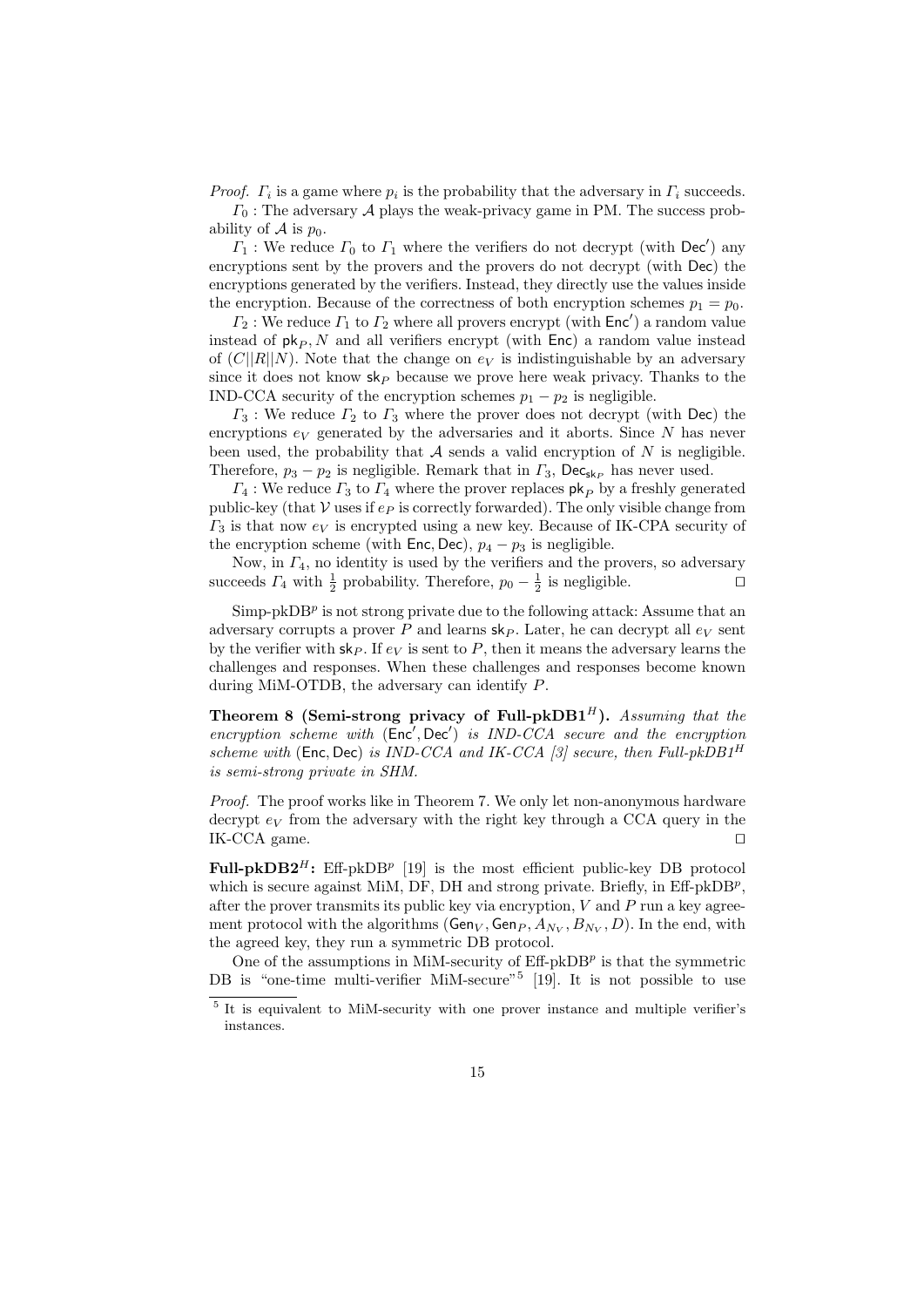*Proof.* $\Gamma_i$ is a game where $p_i$ is the probability that the adversary in $\Gamma_i$ succeeds.

$\Gamma_0$ : The adversary $\mathcal{A}$ plays the weak-privacy game in PM. The success probability of $\mathcal{A}$ is $p_0$.

$\Gamma_1$ : We reduce $\Gamma_0$ to $\Gamma_1$ where the verifiers do not decrypt (with $\mathsf{Dec}'$) any encryptions sent by the provers and the provers do not decrypt (with $\mathsf{Dec}$) the encryptions generated by the verifiers. Instead, they directly use the values inside the encryption. Because of the correctness of both encryption schemes $p_1 = p_0$.

$\Gamma_2$ : We reduce $\Gamma_1$ to $\Gamma_2$ where all provers encrypt (with $\mathsf{Enc}'$) a random value instead of $\mathsf{pk}_P, N$ and all verifiers encrypt (with $\mathsf{Enc}$) a random value instead of $(C||R||N)$. Note that the change on $e_V$ is indistinguishable by an adversary since it does not know $\mathsf{sk}_P$ because we prove here weak privacy. Thanks to the IND-CCA security of the encryption schemes $p_1 - p_2$ is negligible.

$\Gamma_3$ : We reduce $\Gamma_2$ to $\Gamma_3$ where the prover does not decrypt (with $\mathsf{Dec}$) the encryptions $e_V$ generated by the adversaries and it aborts. Since $N$ has never been used, the probability that $\mathcal{A}$ sends a valid encryption of $N$ is negligible. Therefore, $p_3 - p_2$ is negligible. Remark that in $\Gamma_3$, $\mathsf{Dec}_{\mathsf{sk}_P}$ has never used.

$\Gamma_4$ : We reduce $\Gamma_3$ to $\Gamma_4$ where the prover replaces $\mathsf{pk}_P$ by a freshly generated public-key (that $\mathcal{V}$ uses if $e_P$ is correctly forwarded). The only visible change from $\Gamma_3$ is that now $e_V$ is encrypted using a new key. Because of IK-CPA security of the encryption scheme (with $\mathsf{Enc}, \mathsf{Dec}$), $p_4 - p_3$ is negligible.

Now, in $\Gamma_4$, no identity is used by the verifiers and the provers, so adversary succeeds $\Gamma_4$ with $\frac{1}{2}$ probability. Therefore, $p_0 - \frac{1}{2}$ is negligible. ◻

Simp-pkDB$^p$ is not strong private due to the following attack: Assume that an adversary corrupts a prover $P$ and learns $\mathsf{sk}_P$. Later, he can decrypt all $e_V$ sent by the verifier with $\mathsf{sk}_P$. If $e_V$ is sent to $P$, then it means the adversary learns the challenges and responses. When these challenges and responses become known during MiM-OTDB, the adversary can identify $P$.

**Theorem 8 (Semi-strong privacy of Full-pkDB1$^H$).** *Assuming that the encryption scheme with* $(\mathsf{Enc}', \mathsf{Dec}')$ *is IND-CCA secure and the encryption scheme with* $(\mathsf{Enc}, \mathsf{Dec})$ *is IND-CCA and IK-CCA [3] secure, then Full-pkDB1$^H$ is semi-strong private in SHM.*

*Proof.* The proof works like in Theorem 7. We only let non-anonymous hardware decrypt $e_V$ from the adversary with the right key through a CCA query in the IK-CCA game. ◻

**Full-pkDB2$^H$:** Eff-pkDB$^p$ [19] is the most efficient public-key DB protocol which is secure against MiM, DF, DH and strong private. Briefly, in Eff-pkDB$^p$, after the prover transmits its public key via encryption, $V$ and $P$ run a key agreement protocol with the algorithms $(\mathsf{Gen}_V, \mathsf{Gen}_P, A_{N_V}, B_{N_V}, D)$. In the end, with the agreed key, they run a symmetric DB protocol.

One of the assumptions in MiM-security of Eff-pkDB$^p$ is that the symmetric DB is "one-time multi-verifier MiM-secure"[5] [19]. It is not possible to use

[5] It is equivalent to MiM-security with one prover instance and multiple verifier's instances.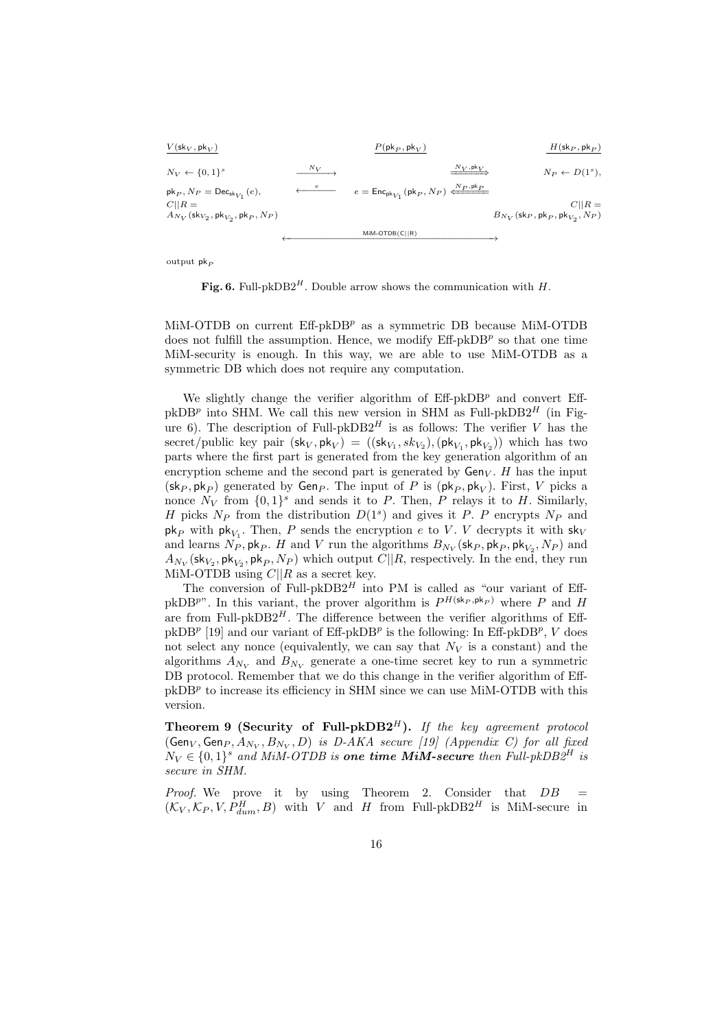| $V(\mathsf{sk}_V, \mathsf{pk}_V)$ | | $P(\mathsf{pk}_P, \mathsf{pk}_V)$ | | $H(\mathsf{sk}_P, \mathsf{pk}_P)$ |
|---|---|---|---|---|
| $N_V \leftarrow \{0,1\}^s$ | $\xrightarrow{N_V}$ | | $\xRightarrow{N_V, \mathsf{pk}_V}$ | $N_P \leftarrow D(1^s)$, |
| $\mathsf{pk}_P, N_P = \mathsf{Dec}_{\mathsf{sk}_{V_1}}(e)$, $C\|R = A_{N_V}(\mathsf{sk}_{V_2}, \mathsf{pk}_{V_2}, \mathsf{pk}_P, N_P)$ | $\xleftarrow{e}$ | $e = \mathsf{Enc}_{\mathsf{pk}_{V_1}}(\mathsf{pk}_P, N_P)$ | $\xLeftarrow{N_P, \mathsf{pk}_P}$ | $C\|R = B_{N_V}(\mathsf{sk}_P, \mathsf{pk}_P, \mathsf{pk}_{V_2}, N_P)$ |
| | | MiM-OTDB(C\|\|R) | | |
| output $\mathsf{pk}_P$ | | | | |

**Fig. 6.** Full-pkDB2$^H$. Double arrow shows the communication with $H$.

MiM-OTDB on current Eff-pkDB$^p$ as a symmetric DB because MiM-OTDB does not fulfill the assumption. Hence, we modify Eff-pkDB$^p$ so that one time MiM-security is enough. In this way, we are able to use MiM-OTDB as a symmetric DB which does not require any computation.

We slightly change the verifier algorithm of Eff-pkDB$^p$ and convert Eff-pkDB$^p$ into SHM. We call this new version in SHM as Full-pkDB2$^H$ (in Figure 6). The description of Full-pkDB2$^H$ is as follows: The verifier $V$ has the secret/public key pair $(\mathsf{sk}_V, \mathsf{pk}_V) = ((\mathsf{sk}_{V_1}, sk_{V_2}), (\mathsf{pk}_{V_1}, \mathsf{pk}_{V_2}))$ which has two parts where the first part is generated from the key generation algorithm of an encryption scheme and the second part is generated by $\mathsf{Gen}_V$. $H$ has the input $(\mathsf{sk}_P, \mathsf{pk}_P)$ generated by $\mathsf{Gen}_P$. The input of $P$ is $(\mathsf{pk}_P, \mathsf{pk}_V)$. First, $V$ picks a nonce $N_V$ from $\{0,1\}^s$ and sends it to $P$. Then, $P$ relays it to $H$. Similarly, $H$ picks $N_P$ from the distribution $D(1^s)$ and gives it $P$. $P$ encrypts $N_P$ and $\mathsf{pk}_P$ with $\mathsf{pk}_{V_1}$. Then, $P$ sends the encryption $e$ to $V$. $V$ decrypts it with $\mathsf{sk}_V$ and learns $N_P, \mathsf{pk}_P$. $H$ and $V$ run the algorithms $B_{N_V}(\mathsf{sk}_P, \mathsf{pk}_P, \mathsf{pk}_{V_2}, N_P)$ and $A_{N_V}(\mathsf{sk}_{V_2}, \mathsf{pk}_{V_2}, \mathsf{pk}_P, N_P)$ which output $C||R$, respectively. In the end, they run MiM-OTDB using $C||R$ as a secret key.

The conversion of Full-pkDB2$^H$ into PM is called as "our variant of Eff-pkDB$^p$". In this variant, the prover algorithm is $P^{H(\mathsf{sk}_P, \mathsf{pk}_P)}$ where $P$ and $H$ are from Full-pkDB2$^H$. The difference between the verifier algorithms of Eff-pkDB$^p$ [19] and our variant of Eff-pkDB$^p$ is the following: In Eff-pkDB$^p$, $V$ does not select any nonce (equivalently, we can say that $N_V$ is a constant) and the algorithms $A_{N_V}$ and $B_{N_V}$ generate a one-time secret key to run a symmetric DB protocol. Remember that we do this change in the verifier algorithm of Eff-pkDB$^p$ to increase its efficiency in SHM since we can use MiM-OTDB with this version.

**Theorem 9 (Security of Full-pkDB2$^H$).** *If the key agreement protocol $(\mathsf{Gen}_V, \mathsf{Gen}_P, A_{N_V}, B_{N_V}, D)$ is D-AKA secure [19] (Appendix C) for all fixed $N_V \in \{0,1\}^s$ and MiM-OTDB is **one time MiM-secure** then Full-pkDB2$^H$ is secure in SHM.*

*Proof.* We prove it by using Theorem 2. Consider that $DB = (\mathcal{K}_V, \mathcal{K}_P, V, P^H_{dum}, B)$ with $V$ and $H$ from Full-pkDB2$^H$ is MiM-secure in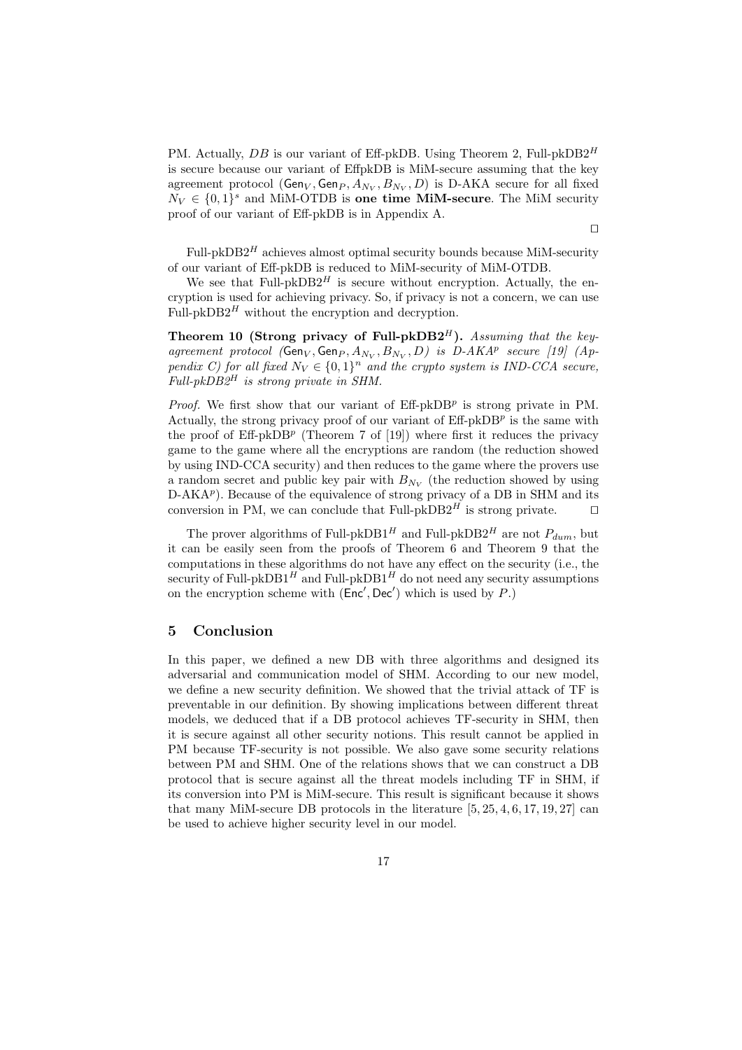PM. Actually, $DB$ is our variant of Eff-pkDB. Using Theorem 2, Full-pkDB2$^H$ is secure because our variant of EffpkDB is MiM-secure assuming that the key agreement protocol $(\mathsf{Gen}_V, \mathsf{Gen}_P, A_{N_V}, B_{N_V}, D)$ is D-AKA secure for all fixed $N_V \in \{0,1\}^s$ and MiM-OTDB is **one time MiM-secure**. The MiM security proof of our variant of Eff-pkDB is in Appendix A.

□

Full-pkDB2$^H$ achieves almost optimal security bounds because MiM-security of our variant of Eff-pkDB is reduced to MiM-security of MiM-OTDB.

We see that Full-pkDB2$^H$ is secure without encryption. Actually, the encryption is used for achieving privacy. So, if privacy is not a concern, we can use Full-pkDB2$^H$ without the encryption and decryption.

**Theorem 10 (Strong privacy of Full-pkDB2$^H$).** *Assuming that the key-agreement protocol $(\mathsf{Gen}_V, \mathsf{Gen}_P, A_{N_V}, B_{N_V}, D)$ is D-AKA$^p$ secure [19] (Appendix C) for all fixed $N_V \in \{0,1\}^n$ and the crypto system is IND-CCA secure, Full-pkDB2$^H$ is strong private in SHM.*

*Proof.* We first show that our variant of Eff-pkDB$^p$ is strong private in PM. Actually, the strong privacy proof of our variant of Eff-pkDB$^p$ is the same with the proof of Eff-pkDB$^p$ (Theorem 7 of [19]) where first it reduces the privacy game to the game where all the encryptions are random (the reduction showed by using IND-CCA security) and then reduces to the game where the provers use a random secret and public key pair with $B_{N_V}$ (the reduction showed by using D-AKA$^p$). Because of the equivalence of strong privacy of a DB in SHM and its conversion in PM, we can conclude that Full-pkDB2$^H$ is strong private. □

The prover algorithms of Full-pkDB1$^H$ and Full-pkDB2$^H$ are not $P_{dum}$, but it can be easily seen from the proofs of Theorem 6 and Theorem 9 that the computations in these algorithms do not have any effect on the security (i.e., the security of Full-pkDB1$^H$ and Full-pkDB1$^H$ do not need any security assumptions on the encryption scheme with $(\mathsf{Enc}', \mathsf{Dec}')$ which is used by $P$.)

## 5 Conclusion

In this paper, we defined a new DB with three algorithms and designed its adversarial and communication model of SHM. According to our new model, we define a new security definition. We showed that the trivial attack of TF is preventable in our definition. By showing implications between different threat models, we deduced that if a DB protocol achieves TF-security in SHM, then it is secure against all other security notions. This result cannot be applied in PM because TF-security is not possible. We also gave some security relations between PM and SHM. One of the relations shows that we can construct a DB protocol that is secure against all the threat models including TF in SHM, if its conversion into PM is MiM-secure. This result is significant because it shows that many MiM-secure DB protocols in the literature [5, 25, 4, 6, 17, 19, 27] can be used to achieve higher security level in our model.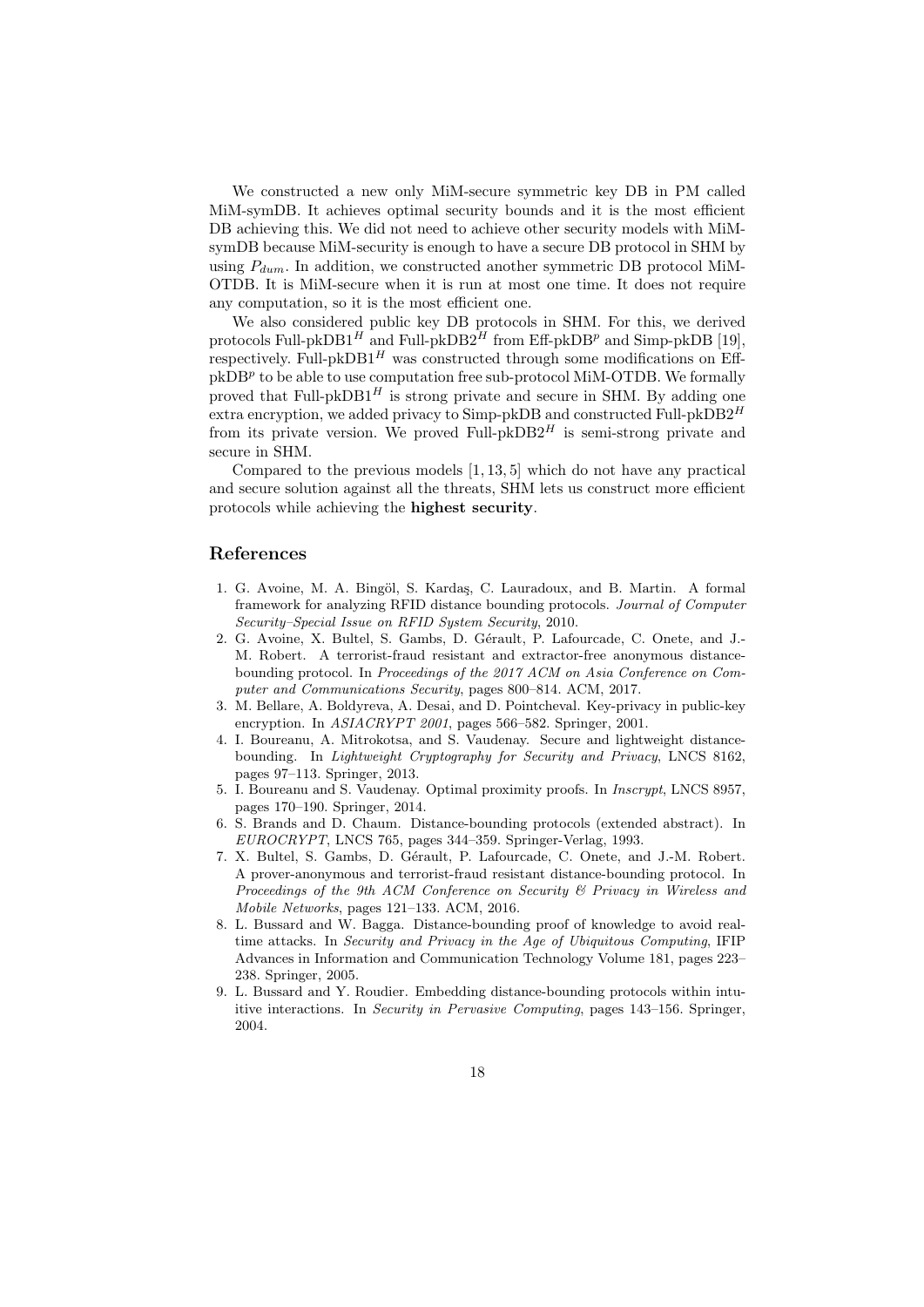We constructed a new only MiM-secure symmetric key DB in PM called MiM-symDB. It achieves optimal security bounds and it is the most efficient DB achieving this. We did not need to achieve other security models with MiM-symDB because MiM-security is enough to have a secure DB protocol in SHM by using $P_{dum}$. In addition, we constructed another symmetric DB protocol MiM-OTDB. It is MiM-secure when it is run at most one time. It does not require any computation, so it is the most efficient one.

We also considered public key DB protocols in SHM. For this, we derived protocols Full-pkDB1$^H$ and Full-pkDB2$^H$ from Eff-pkDB$^p$ and Simp-pkDB [19], respectively. Full-pkDB1$^H$ was constructed through some modifications on Eff-pkDB$^p$ to be able to use computation free sub-protocol MiM-OTDB. We formally proved that Full-pkDB1$^H$ is strong private and secure in SHM. By adding one extra encryption, we added privacy to Simp-pkDB and constructed Full-pkDB2$^H$ from its private version. We proved Full-pkDB2$^H$ is semi-strong private and secure in SHM.

Compared to the previous models [1, 13, 5] which do not have any practical and secure solution against all the threats, SHM lets us construct more efficient protocols while achieving the **highest security**.

## References

1. G. Avoine, M. A. Bingöl, S. Kardaş, C. Lauradoux, and B. Martin. A formal framework for analyzing RFID distance bounding protocols. *Journal of Computer Security–Special Issue on RFID System Security*, 2010.
2. G. Avoine, X. Bultel, S. Gambs, D. Gérault, P. Lafourcade, C. Onete, and J.-M. Robert. A terrorist-fraud resistant and extractor-free anonymous distance-bounding protocol. In *Proceedings of the 2017 ACM on Asia Conference on Computer and Communications Security*, pages 800–814. ACM, 2017.
3. M. Bellare, A. Boldyreva, A. Desai, and D. Pointcheval. Key-privacy in public-key encryption. In *ASIACRYPT 2001*, pages 566–582. Springer, 2001.
4. I. Boureanu, A. Mitrokotsa, and S. Vaudenay. Secure and lightweight distance-bounding. In *Lightweight Cryptography for Security and Privacy*, LNCS 8162, pages 97–113. Springer, 2013.
5. I. Boureanu and S. Vaudenay. Optimal proximity proofs. In *Inscrypt*, LNCS 8957, pages 170–190. Springer, 2014.
6. S. Brands and D. Chaum. Distance-bounding protocols (extended abstract). In *EUROCRYPT*, LNCS 765, pages 344–359. Springer-Verlag, 1993.
7. X. Bultel, S. Gambs, D. Gérault, P. Lafourcade, C. Onete, and J.-M. Robert. A prover-anonymous and terrorist-fraud resistant distance-bounding protocol. In *Proceedings of the 9th ACM Conference on Security & Privacy in Wireless and Mobile Networks*, pages 121–133. ACM, 2016.
8. L. Bussard and W. Bagga. Distance-bounding proof of knowledge to avoid real-time attacks. In *Security and Privacy in the Age of Ubiquitous Computing*, IFIP Advances in Information and Communication Technology Volume 181, pages 223–238. Springer, 2005.
9. L. Bussard and Y. Roudier. Embedding distance-bounding protocols within intuitive interactions. In *Security in Pervasive Computing*, pages 143–156. Springer, 2004.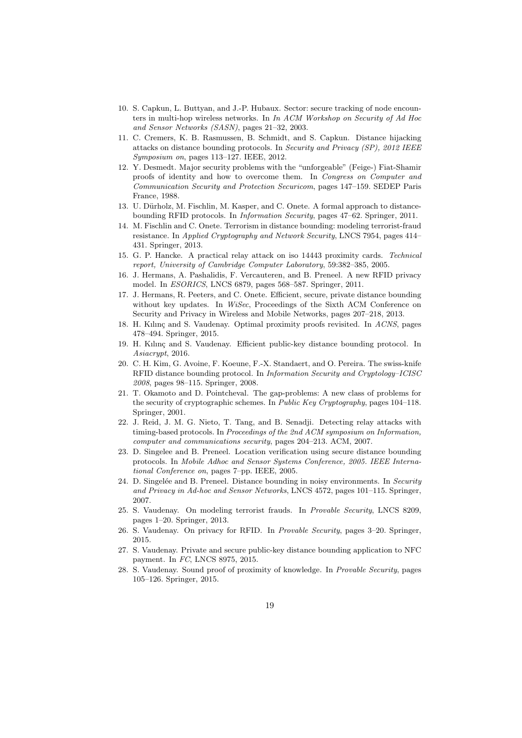10. S. Capkun, L. Buttyan, and J.-P. Hubaux. Sector: secure tracking of node encounters in multi-hop wireless networks. In *In ACM Workshop on Security of Ad Hoc and Sensor Networks (SASN)*, pages 21–32, 2003.
11. C. Cremers, K. B. Rasmussen, B. Schmidt, and S. Capkun. Distance hijacking attacks on distance bounding protocols. In *Security and Privacy (SP), 2012 IEEE Symposium on*, pages 113–127. IEEE, 2012.
12. Y. Desmedt. Major security problems with the "unforgeable" (Feige-) Fiat-Shamir proofs of identity and how to overcome them. In *Congress on Computer and Communication Security and Protection Securicom*, pages 147–159. SEDEP Paris France, 1988.
13. U. Dürholz, M. Fischlin, M. Kasper, and C. Onete. A formal approach to distance-bounding RFID protocols. In *Information Security*, pages 47–62. Springer, 2011.
14. M. Fischlin and C. Onete. Terrorism in distance bounding: modeling terrorist-fraud resistance. In *Applied Cryptography and Network Security*, LNCS 7954, pages 414–431. Springer, 2013.
15. G. P. Hancke. A practical relay attack on iso 14443 proximity cards. *Technical report, University of Cambridge Computer Laboratory*, 59:382–385, 2005.
16. J. Hermans, A. Pashalidis, F. Vercauteren, and B. Preneel. A new RFID privacy model. In *ESORICS*, LNCS 6879, pages 568–587. Springer, 2011.
17. J. Hermans, R. Peeters, and C. Onete. Efficient, secure, private distance bounding without key updates. In *WiSec*, Proceedings of the Sixth ACM Conference on Security and Privacy in Wireless and Mobile Networks, pages 207–218, 2013.
18. H. Kılınç and S. Vaudenay. Optimal proximity proofs revisited. In *ACNS*, pages 478–494. Springer, 2015.
19. H. Kılınç and S. Vaudenay. Efficient public-key distance bounding protocol. In *Asiacrypt*, 2016.
20. C. H. Kim, G. Avoine, F. Koeune, F.-X. Standaert, and O. Pereira. The swiss-knife RFID distance bounding protocol. In *Information Security and Cryptology–ICISC 2008*, pages 98–115. Springer, 2008.
21. T. Okamoto and D. Pointcheval. The gap-problems: A new class of problems for the security of cryptographic schemes. In *Public Key Cryptography*, pages 104–118. Springer, 2001.
22. J. Reid, J. M. G. Nieto, T. Tang, and B. Senadji. Detecting relay attacks with timing-based protocols. In *Proceedings of the 2nd ACM symposium on Information, computer and communications security*, pages 204–213. ACM, 2007.
23. D. Singelee and B. Preneel. Location verification using secure distance bounding protocols. In *Mobile Adhoc and Sensor Systems Conference, 2005. IEEE International Conference on*, pages 7–pp. IEEE, 2005.
24. D. Singelée and B. Preneel. Distance bounding in noisy environments. In *Security and Privacy in Ad-hoc and Sensor Networks*, LNCS 4572, pages 101–115. Springer, 2007.
25. S. Vaudenay. On modeling terrorist frauds. In *Provable Security*, LNCS 8209, pages 1–20. Springer, 2013.
26. S. Vaudenay. On privacy for RFID. In *Provable Security*, pages 3–20. Springer, 2015.
27. S. Vaudenay. Private and secure public-key distance bounding application to NFC payment. In *FC*, LNCS 8975, 2015.
28. S. Vaudenay. Sound proof of proximity of knowledge. In *Provable Security*, pages 105–126. Springer, 2015.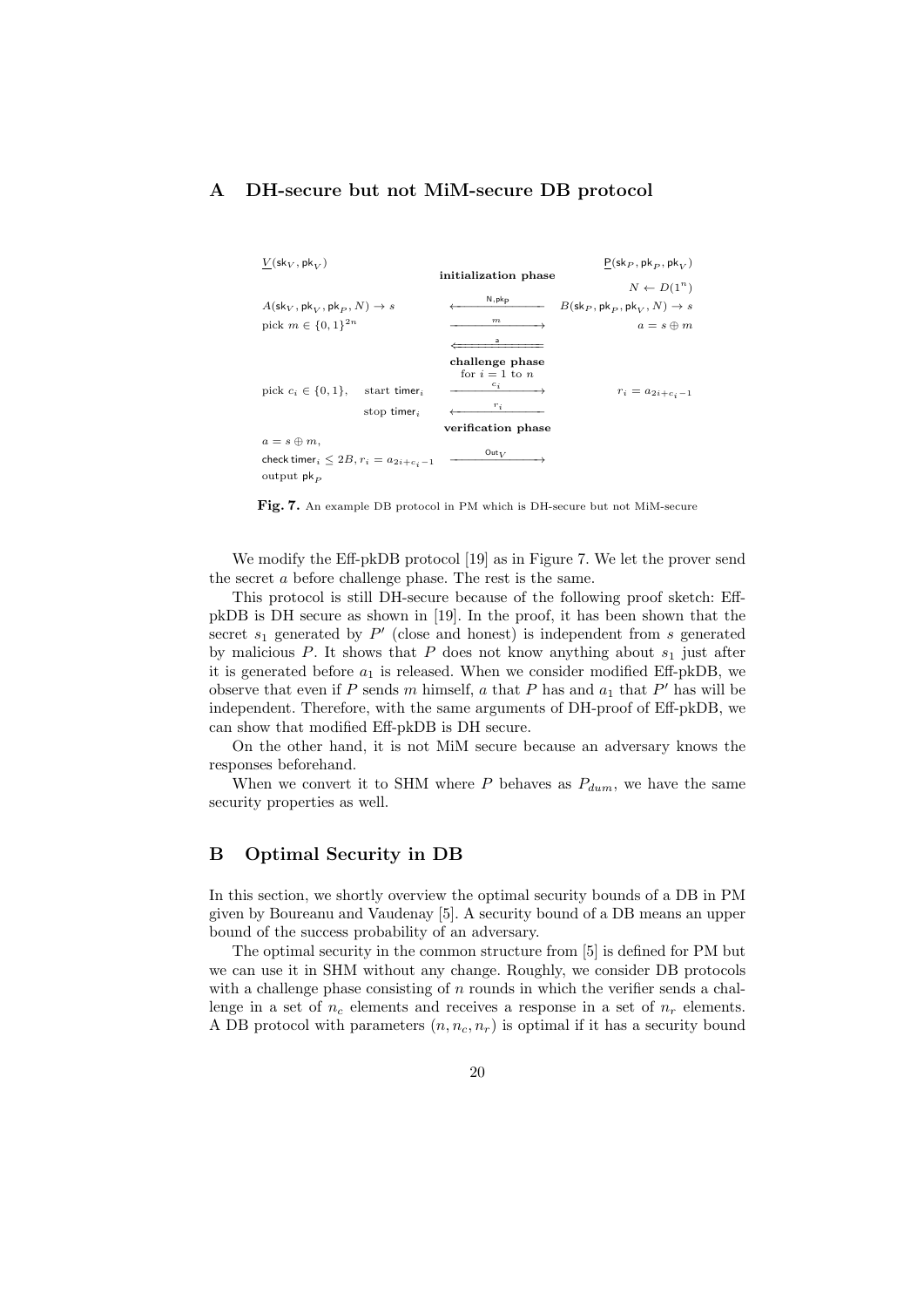## A DH-secure but not MiM-secure DB protocol

| $\underline{V}(\mathsf{sk}_V, \mathsf{pk}_V)$ | | $\underline{\mathsf{P}}(\mathsf{sk}_P, \mathsf{pk}_P, \mathsf{pk}_V)$ |
|---|---|---|
| | **initialization phase** | |
| | | $N \leftarrow D(1^n)$ |
| $A(\mathsf{sk}_V, \mathsf{pk}_V, \mathsf{pk}_P, N) \rightarrow s$ | $\xleftarrow{\mathsf{N}, \mathsf{pk}_\mathsf{P}}$ | $B(\mathsf{sk}_P, \mathsf{pk}_P, \mathsf{pk}_V, N) \rightarrow s$ |
| pick $m \in \{0,1\}^{2n}$ | $\xrightarrow{m}$ | $a = s \oplus m$ |
| | $\xLeftarrow{\mathsf{a}}$ | |
| | **challenge phase** for $i = 1$ to $n$ | |
| pick $c_i \in \{0,1\}$, start $\mathsf{timer}_i$ | $\xrightarrow{c_i}$ | $r_i = a_{2i+c_i-1}$ |
| stop $\mathsf{timer}_i$ | $\xleftarrow{r_i}$ | |
| | **verification phase** | |
| $a = s \oplus m$, | | |
| check $\mathsf{timer}_i \leq 2B$, $r_i = a_{2i+c_i-1}$ | $\xrightarrow{\mathsf{Out}_V}$ | |
| output $\mathsf{pk}_P$ | | |

**Fig. 7.** An example DB protocol in PM which is DH-secure but not MiM-secure

We modify the Eff-pkDB protocol [19] as in Figure 7. We let the prover send the secret $a$ before challenge phase. The rest is the same.

This protocol is still DH-secure because of the following proof sketch: Eff-pkDB is DH secure as shown in [19]. In the proof, it has been shown that the secret $s_1$ generated by $P'$ (close and honest) is independent from $s$ generated by malicious $P$. It shows that $P$ does not know anything about $s_1$ just after it is generated before $a_1$ is released. When we consider modified Eff-pkDB, we observe that even if $P$ sends $m$ himself, $a$ that $P$ has and $a_1$ that $P'$ has will be independent. Therefore, with the same arguments of DH-proof of Eff-pkDB, we can show that modified Eff-pkDB is DH secure.

On the other hand, it is not MiM secure because an adversary knows the responses beforehand.

When we convert it to SHM where $P$ behaves as $P_{dum}$, we have the same security properties as well.

## B Optimal Security in DB

In this section, we shortly overview the optimal security bounds of a DB in PM given by Boureanu and Vaudenay [5]. A security bound of a DB means an upper bound of the success probability of an adversary.

The optimal security in the common structure from [5] is defined for PM but we can use it in SHM without any change. Roughly, we consider DB protocols with a challenge phase consisting of $n$ rounds in which the verifier sends a challenge in a set of $n_c$ elements and receives a response in a set of $n_r$ elements. A DB protocol with parameters $(n, n_c, n_r)$ is optimal if it has a security bound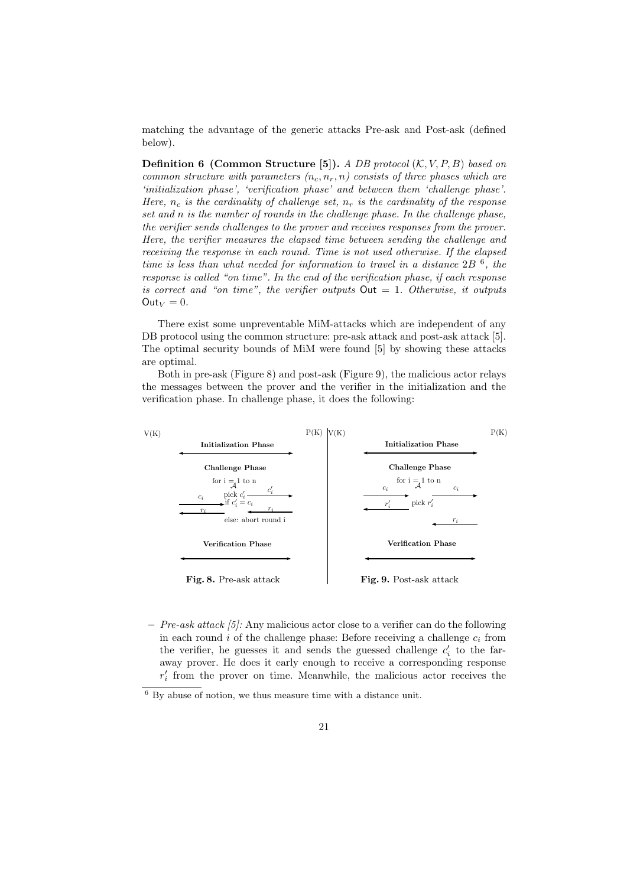matching the advantage of the generic attacks Pre-ask and Post-ask (defined below).

**Definition 6 (Common Structure [5]).** *A DB protocol $(\mathcal{K}, V, P, B)$ based on common structure with parameters $(n_c, n_r, n)$ consists of three phases which are 'initialization phase', 'verification phase' and between them 'challenge phase'. Here, $n_c$ is the cardinality of challenge set, $n_r$ is the cardinality of the response set and $n$ is the number of rounds in the challenge phase. In the challenge phase, the verifier sends challenges to the prover and receives responses from the prover. Here, the verifier measures the elapsed time between sending the challenge and receiving the response in each round. Time is not used otherwise. If the elapsed time is less than what needed for information to travel in a distance $2B$ [6], the response is called "on time". In the end of the verification phase, if each response is correct and "on time", the verifier outputs $\mathsf{Out} = 1$. Otherwise, it outputs $\mathsf{Out}_V = 0$.*

There exist some unpreventable MiM-attacks which are independent of any DB protocol using the common structure: pre-ask attack and post-ask attack [5]. The optimal security bounds of MiM were found [5] by showing these attacks are optimal.

Both in pre-ask (Figure 8) and post-ask (Figure 9), the malicious actor relays the messages between the prover and the verifier in the initialization and the verification phase. In challenge phase, it does the following:

**Fig. 8.** Pre-ask attack

**Fig. 9.** Post-ask attack

- *Pre-ask attack [5]:* Any malicious actor close to a verifier can do the following in each round $i$ of the challenge phase: Before receiving a challenge $c_i$ from the verifier, he guesses it and sends the guessed challenge $c_i'$ to the far-away prover. He does it early enough to receive a corresponding response $r_i'$ from the prover on time. Meanwhile, the malicious actor receives the

[6] By abuse of notion, we thus measure time with a distance unit.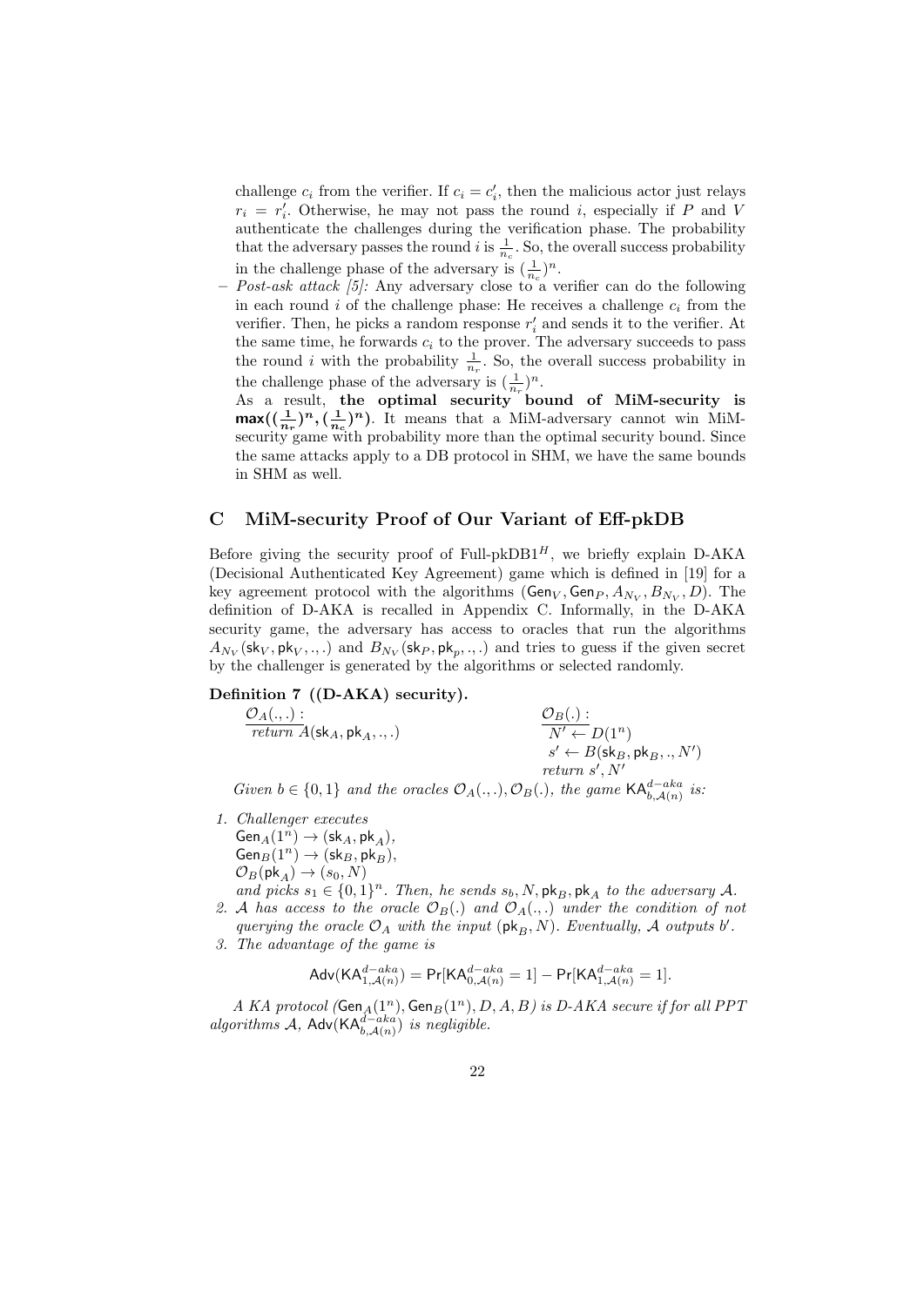challenge $c_i$ from the verifier. If $c_i = c'_i$, then the malicious actor just relays $r_i = r'_i$. Otherwise, he may not pass the round $i$, especially if $P$ and $V$ authenticate the challenges during the verification phase. The probability that the adversary passes the round $i$ is $\frac{1}{n_c}$. So, the overall success probability in the challenge phase of the adversary is $(\frac{1}{n_c})^n$.

– *Post-ask attack [5]:* Any adversary close to a verifier can do the following in each round $i$ of the challenge phase: He receives a challenge $c_i$ from the verifier. Then, he picks a random response $r'_i$ and sends it to the verifier. At the same time, he forwards $c_i$ to the prover. The adversary succeeds to pass the round $i$ with the probability $\frac{1}{n_r}$. So, the overall success probability in the challenge phase of the adversary is $(\frac{1}{n_r})^n$.

  As a result, **the optimal security bound of MiM-security is** $\mathbf{max((\frac{1}{n_r})^n, (\frac{1}{n_c})^n)}$. It means that a MiM-adversary cannot win MiM-security game with probability more than the optimal security bound. Since the same attacks apply to a DB protocol in SHM, we have the same bounds in SHM as well.

## C MiM-security Proof of Our Variant of Eff-pkDB

Before giving the security proof of Full-pkDB1$^H$, we briefly explain D-AKA (Decisional Authenticated Key Agreement) game which is defined in [19] for a key agreement protocol with the algorithms $(\mathsf{Gen}_V, \mathsf{Gen}_P, A_{N_V}, B_{N_V}, D)$. The definition of D-AKA is recalled in Appendix C. Informally, in the D-AKA security game, the adversary has access to oracles that run the algorithms $A_{N_V}(\mathsf{sk}_V, \mathsf{pk}_V, ., .)$ and $B_{N_V}(\mathsf{sk}_P, \mathsf{pk}_p, ., .)$ and tries to guess if the given secret by the challenger is generated by the algorithms or selected randomly.

**Definition 7 ((D-AKA) security).**

$\underline{\mathcal{O}_A(.,.):}$
*return* $A(\mathsf{sk}_A, \mathsf{pk}_A, ., .)$

$\underline{\mathcal{O}_B(.):}$
$N' \leftarrow D(1^n)$
$s' \leftarrow B(\mathsf{sk}_B, \mathsf{pk}_B, ., N')$
*return* $s', N'$

*Given* $b \in \{0,1\}$ *and the oracles* $\mathcal{O}_A(.,.), \mathcal{O}_B(.)$*, the game* $\mathsf{KA}^{d-aka}_{b,\mathcal{A}(n)}$ *is:*

1. *Challenger executes*
   $\mathsf{Gen}_A(1^n) \rightarrow (\mathsf{sk}_A, \mathsf{pk}_A)$,
   $\mathsf{Gen}_B(1^n) \rightarrow (\mathsf{sk}_B, \mathsf{pk}_B)$,
   $\mathcal{O}_B(\mathsf{pk}_A) \rightarrow (s_0, N)$
   *and picks* $s_1 \in \{0,1\}^n$*. Then, he sends* $s_b, N, \mathsf{pk}_B, \mathsf{pk}_A$ *to the adversary* $\mathcal{A}$*.*
2. $\mathcal{A}$ *has access to the oracle* $\mathcal{O}_B(.)$ *and* $\mathcal{O}_A(.,.)$ *under the condition of not querying the oracle* $\mathcal{O}_A$ *with the input* $(\mathsf{pk}_B, N)$*. Eventually,* $\mathcal{A}$ *outputs* $b'$*.*
3. *The advantage of the game is*

$$\mathsf{Adv}(\mathsf{KA}^{d-aka}_{1,\mathcal{A}(n)}) = \Pr[\mathsf{KA}^{d-aka}_{0,\mathcal{A}(n)} = 1] - \Pr[\mathsf{KA}^{d-aka}_{1,\mathcal{A}(n)} = 1].$$

*A KA protocol* $(\mathsf{Gen}_A(1^n), \mathsf{Gen}_B(1^n), D, A, B)$ *is D-AKA secure if for all PPT algorithms* $\mathcal{A}$*,* $\mathsf{Adv}(\mathsf{KA}^{d-aka}_{b,\mathcal{A}(n)})$ *is negligible.*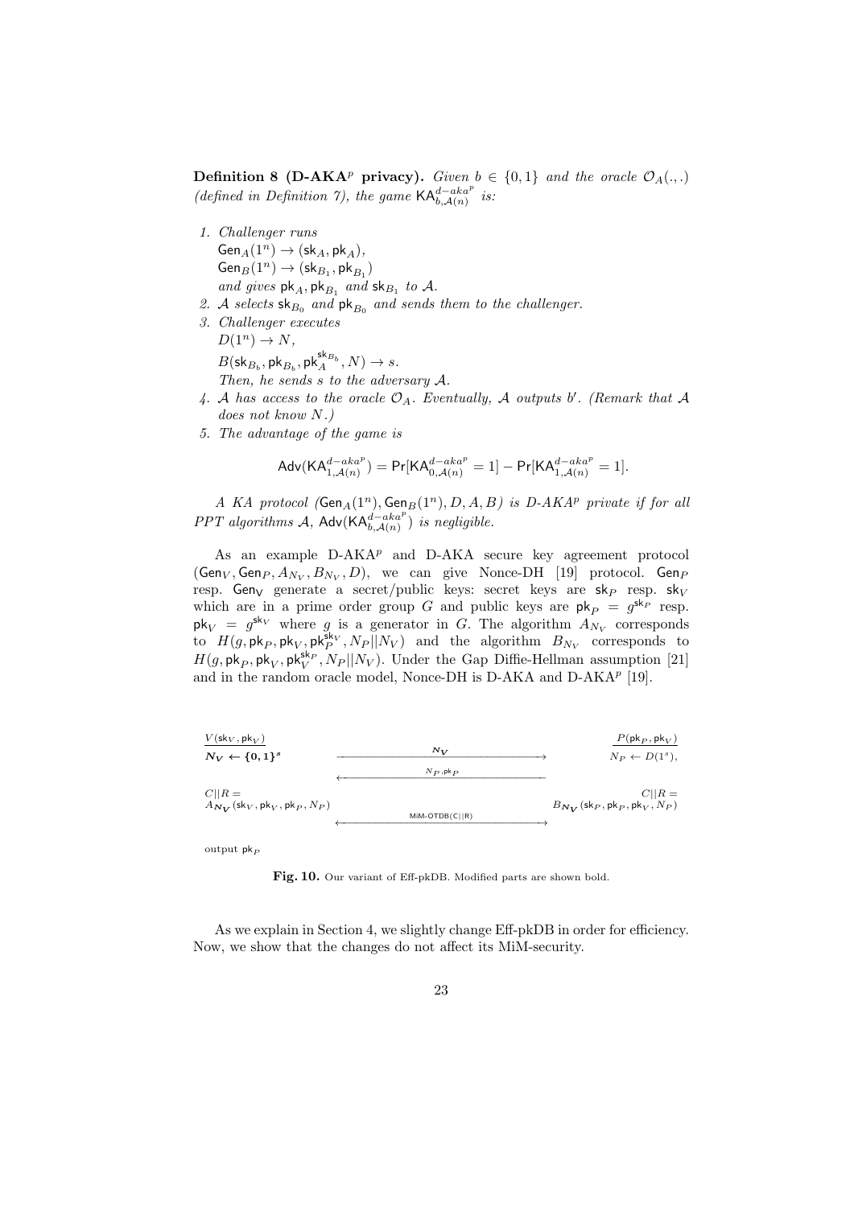**Definition 8 (D-AKA$^p$ privacy).** *Given $b \in \{0,1\}$ and the oracle $\mathcal{O}_A(.,.)$ (defined in Definition 7), the game $\mathsf{KA}^{d-aka^p}_{b,\mathcal{A}(n)}$ is:*

1. *Challenger runs*
   $\mathsf{Gen}_A(1^n) \to (\mathsf{sk}_A, \mathsf{pk}_A)$,
   $\mathsf{Gen}_B(1^n) \to (\mathsf{sk}_{B_1}, \mathsf{pk}_{B_1})$
   *and gives $\mathsf{pk}_A$, $\mathsf{pk}_{B_1}$ and $\mathsf{sk}_{B_1}$ to $\mathcal{A}$.*
2. *$\mathcal{A}$ selects $\mathsf{sk}_{B_0}$ and $\mathsf{pk}_{B_0}$ and sends them to the challenger.*
3. *Challenger executes*
   $D(1^n) \to N$,
   $B(\mathsf{sk}_{B_b}, \mathsf{pk}_{B_b}, \mathsf{pk}_A^{\mathsf{sk}_{B_b}}, N) \to s$.
   *Then, he sends $s$ to the adversary $\mathcal{A}$.*
4. *$\mathcal{A}$ has access to the oracle $\mathcal{O}_A$. Eventually, $\mathcal{A}$ outputs $b'$. (Remark that $\mathcal{A}$ does not know $N$.)*
5. *The advantage of the game is*

$$\mathsf{Adv}(\mathsf{KA}^{d-aka^p}_{1,\mathcal{A}(n)}) = \Pr[\mathsf{KA}^{d-aka^p}_{0,\mathcal{A}(n)} = 1] - \Pr[\mathsf{KA}^{d-aka^p}_{1,\mathcal{A}(n)} = 1].$$

*A KA protocol ($\mathsf{Gen}_A(1^n), \mathsf{Gen}_B(1^n), D, A, B$) is D-AKA$^p$ private if for all PPT algorithms $\mathcal{A}$, $\mathsf{Adv}(\mathsf{KA}^{d-aka^p}_{b,\mathcal{A}(n)})$ is negligible.*

As an example D-AKA$^p$ and D-AKA secure key agreement protocol ($\mathsf{Gen}_V, \mathsf{Gen}_P, A_{N_V}, B_{N_V}, D$), we can give Nonce-DH [19] protocol. $\mathsf{Gen}_P$ resp. $\mathsf{Gen}_V$ generate a secret/public keys: secret keys are $\mathsf{sk}_P$ resp. $\mathsf{sk}_V$ which are in a prime order group $G$ and public keys are $\mathsf{pk}_P = g^{\mathsf{sk}_P}$ resp. $\mathsf{pk}_V = g^{\mathsf{sk}_V}$ where $g$ is a generator in $G$. The algorithm $A_{N_V}$ corresponds to $H(g, \mathsf{pk}_P, \mathsf{pk}_V, \mathsf{pk}_P^{\mathsf{sk}_V}, N_P||N_V)$ and the algorithm $B_{N_V}$ corresponds to $H(g, \mathsf{pk}_P, \mathsf{pk}_V, \mathsf{pk}_V^{\mathsf{sk}_P}, N_P||N_V)$. Under the Gap Diffie-Hellman assumption [21] and in the random oracle model, Nonce-DH is D-AKA and D-AKA$^p$ [19].

| $V(\mathsf{sk}_V, \mathsf{pk}_V)$ | | $P(\mathsf{pk}_P, \mathsf{pk}_V)$ |
|---|---|---|
| $\boldsymbol{N_V \leftarrow \{0,1\}^s}$ | $\xrightarrow{\quad \boldsymbol{N_V} \quad}$ | $N_P \leftarrow D(1^s)$, |
| | $\xleftarrow{\quad N_P, \mathsf{pk}_P \quad}$ | |
| $C\|\|R = A_{\boldsymbol{N_V}}(\mathsf{sk}_V, \mathsf{pk}_V, \mathsf{pk}_P, N_P)$ | | $C\|\|R = B_{\boldsymbol{N_V}}(\mathsf{sk}_P, \mathsf{pk}_P, \mathsf{pk}_V, N_P)$ |
| | $\xleftrightarrow{\quad \mathsf{MiM\text{-}OTDB}(C\|\|R) \quad}$ | |
| output $\mathsf{pk}_P$ | | |

**Fig. 10.** Our variant of Eff-pkDB. Modified parts are shown bold.

As we explain in Section 4, we slightly change Eff-pkDB in order for efficiency. Now, we show that the changes do not affect its MiM-security.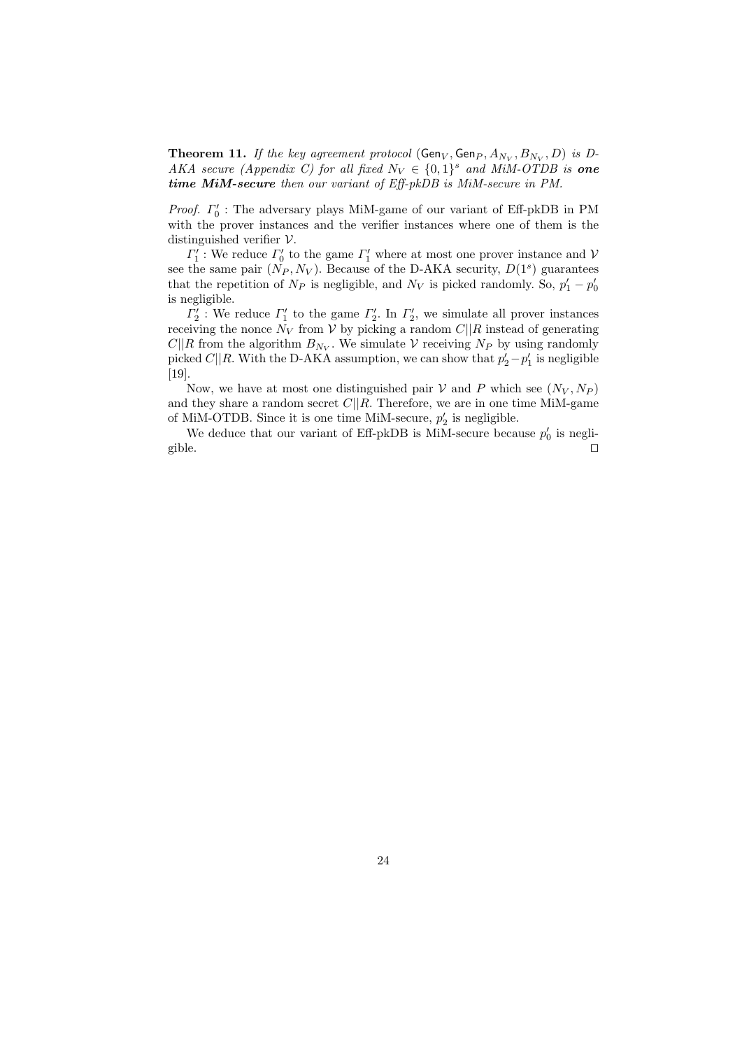**Theorem 11.** *If the key agreement protocol* $(\mathsf{Gen}_V, \mathsf{Gen}_P, A_{N_V}, B_{N_V}, D)$ *is D-AKA secure (Appendix C) for all fixed* $N_V \in \{0,1\}^s$ *and MiM-OTDB is* ***one time MiM-secure*** *then our variant of Eff-pkDB is MiM-secure in PM.*

*Proof.* $\Gamma'_0$ : The adversary plays MiM-game of our variant of Eff-pkDB in PM with the prover instances and the verifier instances where one of them is the distinguished verifier $\mathcal{V}$.

$\Gamma'_1$ : We reduce $\Gamma'_0$ to the game $\Gamma'_1$ where at most one prover instance and $\mathcal{V}$ see the same pair $(N_P, N_V)$. Because of the D-AKA security, $D(1^s)$ guarantees that the repetition of $N_P$ is negligible, and $N_V$ is picked randomly. So, $p'_1 - p'_0$ is negligible.

$\Gamma'_2$ : We reduce $\Gamma'_1$ to the game $\Gamma'_2$. In $\Gamma'_2$, we simulate all prover instances receiving the nonce $N_V$ from $\mathcal{V}$ by picking a random $C||R$ instead of generating $C||R$ from the algorithm $B_{N_V}$. We simulate $\mathcal{V}$ receiving $N_P$ by using randomly picked $C||R$. With the D-AKA assumption, we can show that $p'_2 - p'_1$ is negligible [19].

Now, we have at most one distinguished pair $\mathcal{V}$ and $P$ which see $(N_V, N_P)$ and they share a random secret $C||R$. Therefore, we are in one time MiM-game of MiM-OTDB. Since it is one time MiM-secure, $p'_2$ is negligible.

We deduce that our variant of Eff-pkDB is MiM-secure because $p'_0$ is negligible. □